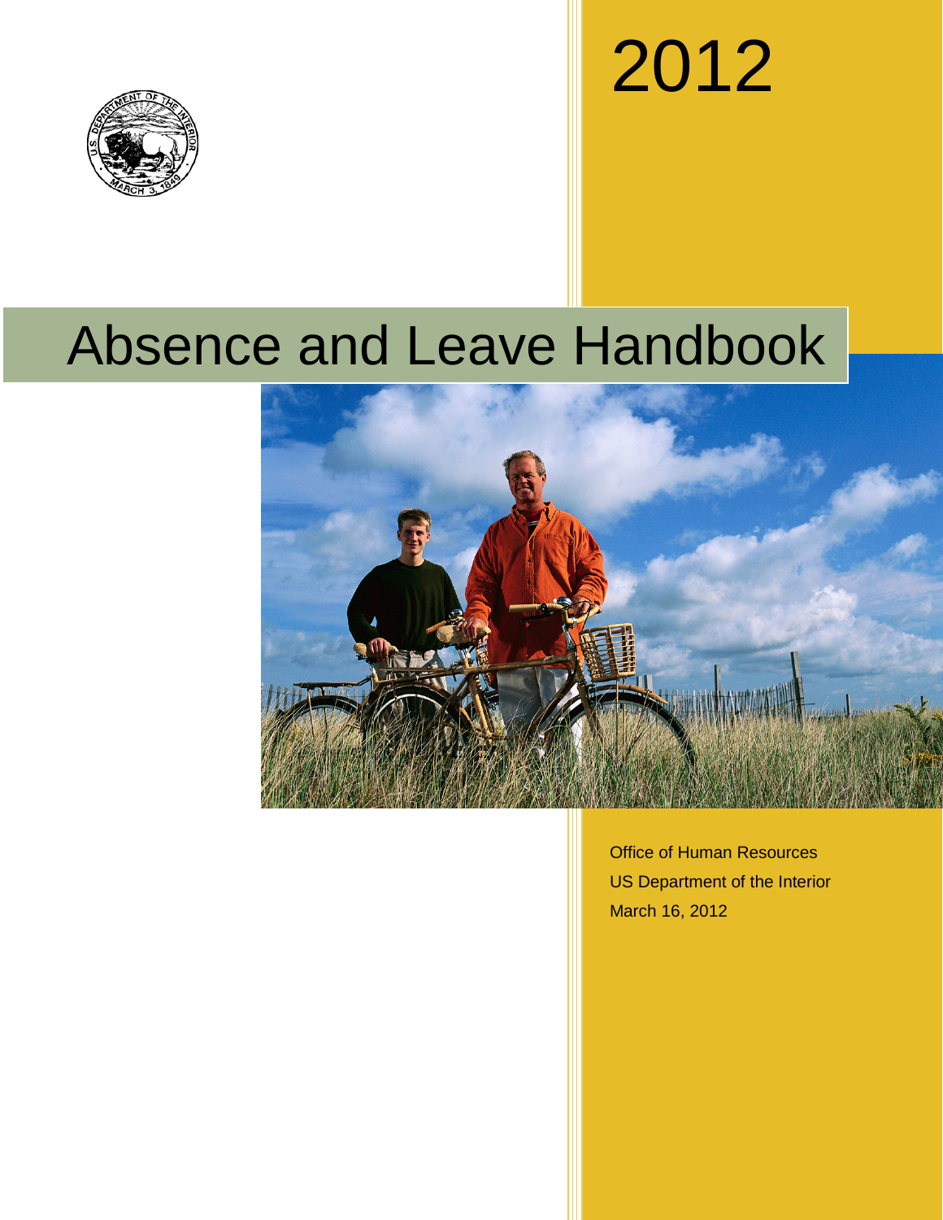2012

# Absence and Leave Handbook

Office of Human Resources

US Department of the Interior

March 16, 2012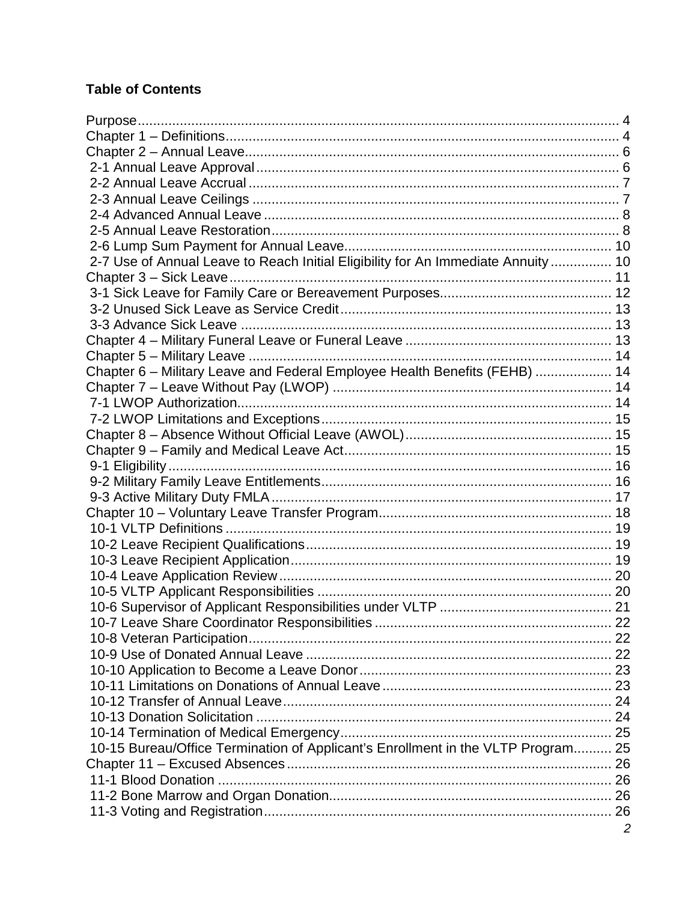**Table of Contents**

- Purpose .......... 4
- Chapter 1 – Definitions .......... 4
- Chapter 2 – Annual Leave .......... 6
  - 2-1 Annual Leave Approval .......... 6
  - 2-2 Annual Leave Accrual .......... 7
  - 2-3 Annual Leave Ceilings .......... 7
  - 2-4 Advanced Annual Leave .......... 8
  - 2-5 Annual Leave Restoration .......... 8
  - 2-6 Lump Sum Payment for Annual Leave .......... 10
  - 2-7 Use of Annual Leave to Reach Initial Eligibility for An Immediate Annuity .......... 10
- Chapter 3 – Sick Leave .......... 11
  - 3-1 Sick Leave for Family Care or Bereavement Purposes .......... 12
  - 3-2 Unused Sick Leave as Service Credit .......... 13
  - 3-3 Advance Sick Leave .......... 13
- Chapter 4 – Military Funeral Leave or Funeral Leave .......... 13
- Chapter 5 – Military Leave .......... 14
- Chapter 6 – Military Leave and Federal Employee Health Benefits (FEHB) .......... 14
- Chapter 7 – Leave Without Pay (LWOP) .......... 14
  - 7-1 LWOP Authorization .......... 14
  - 7-2 LWOP Limitations and Exceptions .......... 15
- Chapter 8 – Absence Without Official Leave (AWOL) .......... 15
- Chapter 9 – Family and Medical Leave Act .......... 15
  - 9-1 Eligibility .......... 16
  - 9-2 Military Family Leave Entitlements .......... 16
  - 9-3 Active Military Duty FMLA .......... 17
- Chapter 10 – Voluntary Leave Transfer Program .......... 18
  - 10-1 VLTP Definitions .......... 19
  - 10-2 Leave Recipient Qualifications .......... 19
  - 10-3 Leave Recipient Application .......... 19
  - 10-4 Leave Application Review .......... 20
  - 10-5 VLTP Applicant Responsibilities .......... 20
  - 10-6 Supervisor of Applicant Responsibilities under VLTP .......... 21
  - 10-7 Leave Share Coordinator Responsibilities .......... 22
  - 10-8 Veteran Participation .......... 22
  - 10-9 Use of Donated Annual Leave .......... 22
  - 10-10 Application to Become a Leave Donor .......... 23
  - 10-11 Limitations on Donations of Annual Leave .......... 23
  - 10-12 Transfer of Annual Leave .......... 24
  - 10-13 Donation Solicitation .......... 24
  - 10-14 Termination of Medical Emergency .......... 25
  - 10-15 Bureau/Office Termination of Applicant's Enrollment in the VLTP Program .......... 25
- Chapter 11 – Excused Absences .......... 26
  - 11-1 Blood Donation .......... 26
  - 11-2 Bone Marrow and Organ Donation .......... 26
  - 11-3 Voting and Registration .......... 26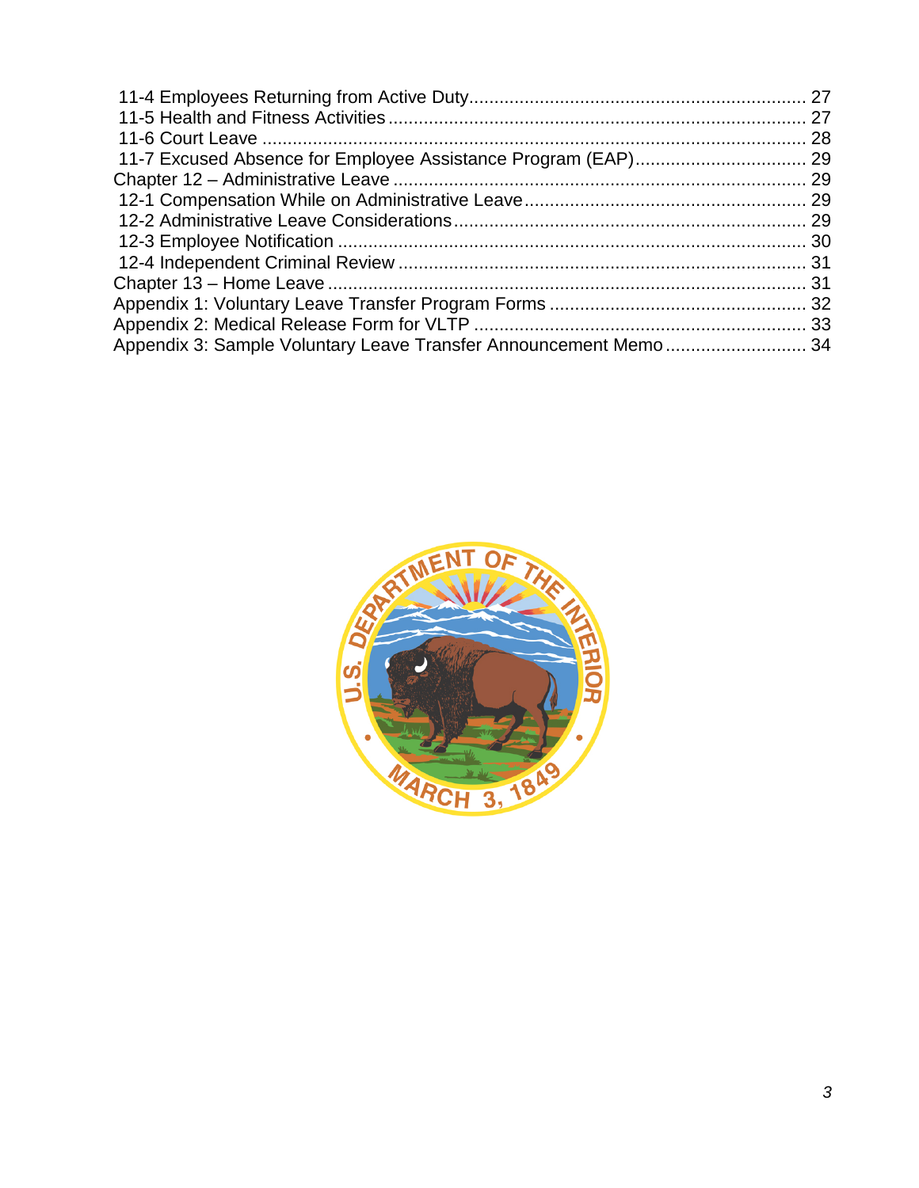11-4 Employees Returning from Active Duty .......... 27
11-5 Health and Fitness Activities .......... 27
11-6 Court Leave .......... 28
11-7 Excused Absence for Employee Assistance Program (EAP) .......... 29
Chapter 12 – Administrative Leave .......... 29
12-1 Compensation While on Administrative Leave .......... 29
12-2 Administrative Leave Considerations .......... 29
12-3 Employee Notification .......... 30
12-4 Independent Criminal Review .......... 31
Chapter 13 – Home Leave .......... 31
Appendix 1: Voluntary Leave Transfer Program Forms .......... 32
Appendix 2: Medical Release Form for VLTP .......... 33
Appendix 3: Sample Voluntary Leave Transfer Announcement Memo .......... 34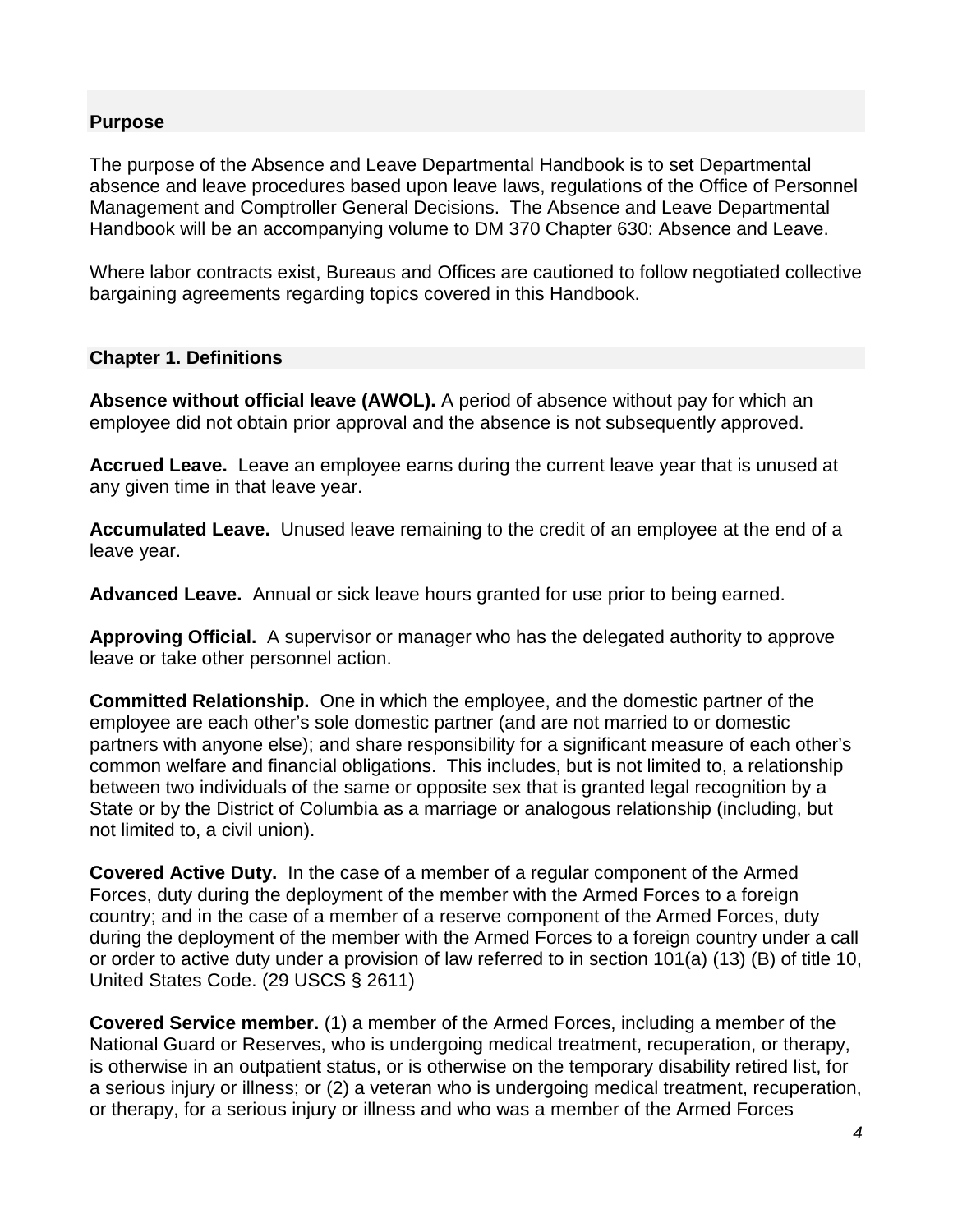## Purpose

The purpose of the Absence and Leave Departmental Handbook is to set Departmental absence and leave procedures based upon leave laws, regulations of the Office of Personnel Management and Comptroller General Decisions. The Absence and Leave Departmental Handbook will be an accompanying volume to DM 370 Chapter 630: Absence and Leave.

Where labor contracts exist, Bureaus and Offices are cautioned to follow negotiated collective bargaining agreements regarding topics covered in this Handbook.

## Chapter 1. Definitions

**Absence without official leave (AWOL).** A period of absence without pay for which an employee did not obtain prior approval and the absence is not subsequently approved.

**Accrued Leave.** Leave an employee earns during the current leave year that is unused at any given time in that leave year.

**Accumulated Leave.** Unused leave remaining to the credit of an employee at the end of a leave year.

**Advanced Leave.** Annual or sick leave hours granted for use prior to being earned.

**Approving Official.** A supervisor or manager who has the delegated authority to approve leave or take other personnel action.

**Committed Relationship.** One in which the employee, and the domestic partner of the employee are each other's sole domestic partner (and are not married to or domestic partners with anyone else); and share responsibility for a significant measure of each other's common welfare and financial obligations. This includes, but is not limited to, a relationship between two individuals of the same or opposite sex that is granted legal recognition by a State or by the District of Columbia as a marriage or analogous relationship (including, but not limited to, a civil union).

**Covered Active Duty.** In the case of a member of a regular component of the Armed Forces, duty during the deployment of the member with the Armed Forces to a foreign country; and in the case of a member of a reserve component of the Armed Forces, duty during the deployment of the member with the Armed Forces to a foreign country under a call or order to active duty under a provision of law referred to in section 101(a) (13) (B) of title 10, United States Code. (29 USCS § 2611)

**Covered Service member.** (1) a member of the Armed Forces, including a member of the National Guard or Reserves, who is undergoing medical treatment, recuperation, or therapy, is otherwise in an outpatient status, or is otherwise on the temporary disability retired list, for a serious injury or illness; or (2) a veteran who is undergoing medical treatment, recuperation, or therapy, for a serious injury or illness and who was a member of the Armed Forces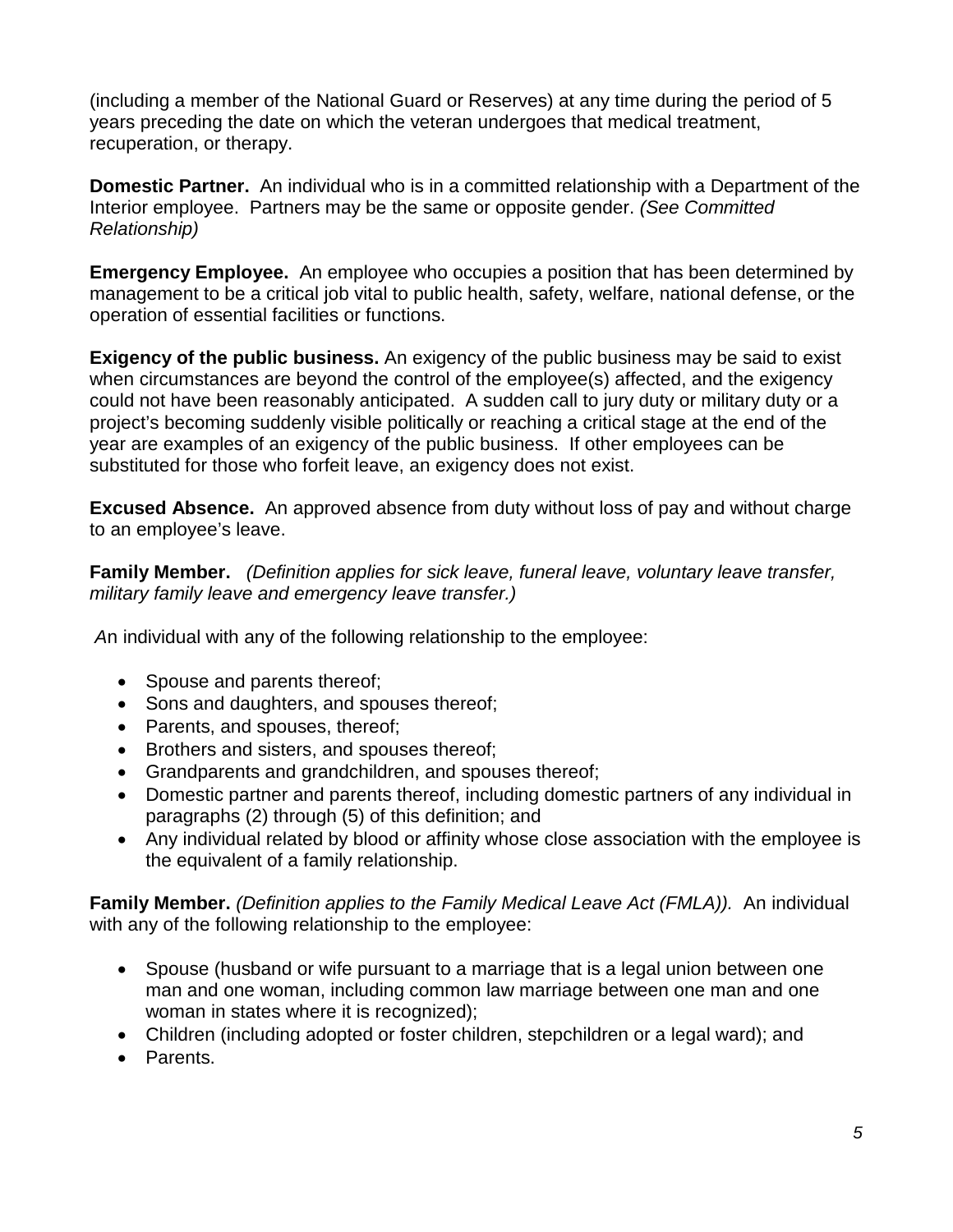(including a member of the National Guard or Reserves) at any time during the period of 5 years preceding the date on which the veteran undergoes that medical treatment, recuperation, or therapy.

**Domestic Partner.** An individual who is in a committed relationship with a Department of the Interior employee. Partners may be the same or opposite gender. *(See Committed Relationship)*

**Emergency Employee.** An employee who occupies a position that has been determined by management to be a critical job vital to public health, safety, welfare, national defense, or the operation of essential facilities or functions.

**Exigency of the public business.** An exigency of the public business may be said to exist when circumstances are beyond the control of the employee(s) affected, and the exigency could not have been reasonably anticipated. A sudden call to jury duty or military duty or a project's becoming suddenly visible politically or reaching a critical stage at the end of the year are examples of an exigency of the public business. If other employees can be substituted for those who forfeit leave, an exigency does not exist.

**Excused Absence.** An approved absence from duty without loss of pay and without charge to an employee's leave.

**Family Member.** *(Definition applies for sick leave, funeral leave, voluntary leave transfer, military family leave and emergency leave transfer.)*

An individual with any of the following relationship to the employee:

- Spouse and parents thereof;
- Sons and daughters, and spouses thereof;
- Parents, and spouses, thereof;
- Brothers and sisters, and spouses thereof;
- Grandparents and grandchildren, and spouses thereof;
- Domestic partner and parents thereof, including domestic partners of any individual in paragraphs (2) through (5) of this definition; and
- Any individual related by blood or affinity whose close association with the employee is the equivalent of a family relationship.

**Family Member.** *(Definition applies to the Family Medical Leave Act (FMLA)).* An individual with any of the following relationship to the employee:

- Spouse (husband or wife pursuant to a marriage that is a legal union between one man and one woman, including common law marriage between one man and one woman in states where it is recognized);
- Children (including adopted or foster children, stepchildren or a legal ward); and
- Parents.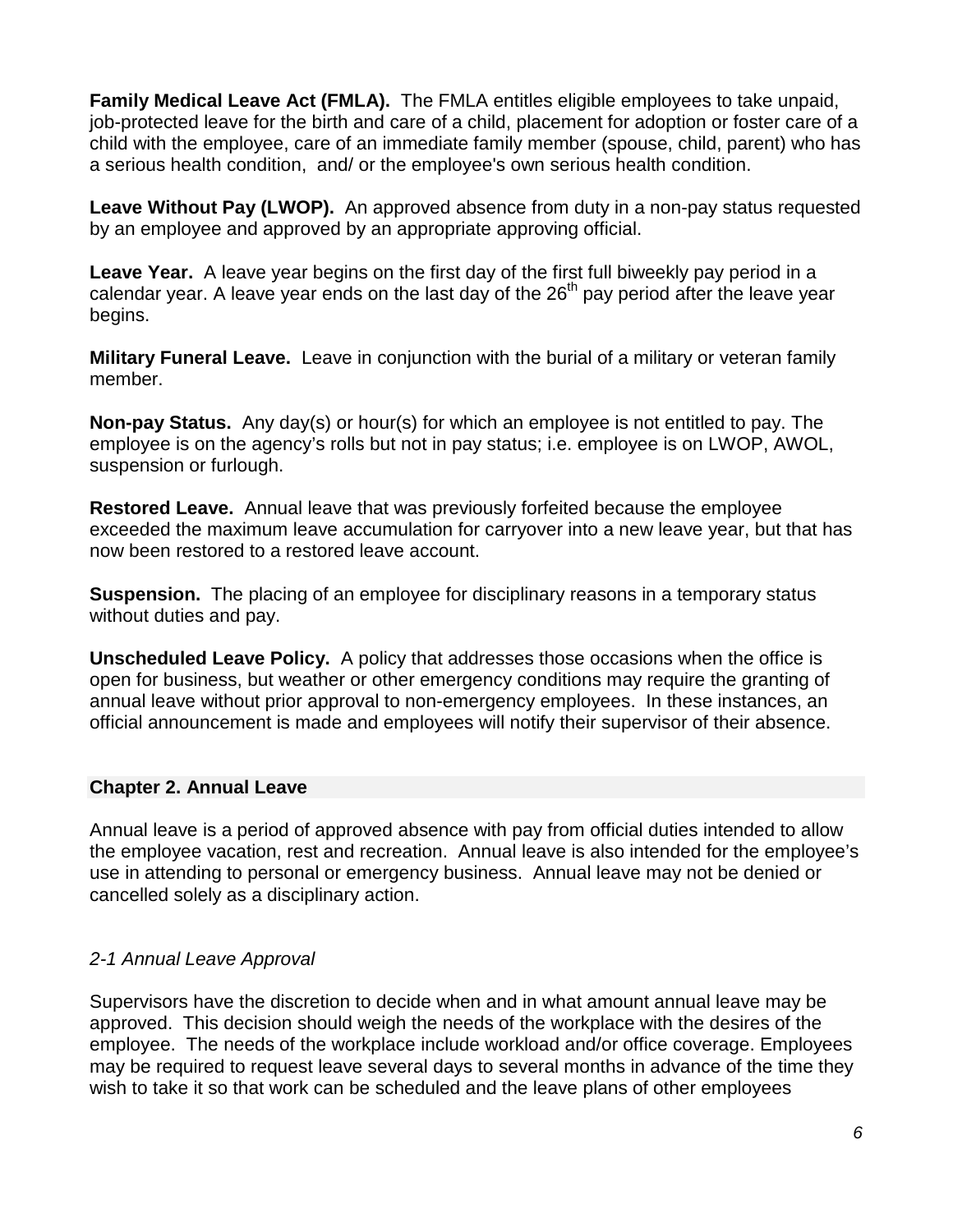**Family Medical Leave Act (FMLA).** The FMLA entitles eligible employees to take unpaid, job-protected leave for the birth and care of a child, placement for adoption or foster care of a child with the employee, care of an immediate family member (spouse, child, parent) who has a serious health condition, and/ or the employee's own serious health condition.

**Leave Without Pay (LWOP).** An approved absence from duty in a non-pay status requested by an employee and approved by an appropriate approving official.

**Leave Year.** A leave year begins on the first day of the first full biweekly pay period in a calendar year. A leave year ends on the last day of the 26th pay period after the leave year begins.

**Military Funeral Leave.** Leave in conjunction with the burial of a military or veteran family member.

**Non-pay Status.** Any day(s) or hour(s) for which an employee is not entitled to pay. The employee is on the agency's rolls but not in pay status; i.e. employee is on LWOP, AWOL, suspension or furlough.

**Restored Leave.** Annual leave that was previously forfeited because the employee exceeded the maximum leave accumulation for carryover into a new leave year, but that has now been restored to a restored leave account.

**Suspension.** The placing of an employee for disciplinary reasons in a temporary status without duties and pay.

**Unscheduled Leave Policy.** A policy that addresses those occasions when the office is open for business, but weather or other emergency conditions may require the granting of annual leave without prior approval to non-emergency employees. In these instances, an official announcement is made and employees will notify their supervisor of their absence.

## Chapter 2. Annual Leave

Annual leave is a period of approved absence with pay from official duties intended to allow the employee vacation, rest and recreation. Annual leave is also intended for the employee's use in attending to personal or emergency business. Annual leave may not be denied or cancelled solely as a disciplinary action.

### *2-1 Annual Leave Approval*

Supervisors have the discretion to decide when and in what amount annual leave may be approved. This decision should weigh the needs of the workplace with the desires of the employee. The needs of the workplace include workload and/or office coverage. Employees may be required to request leave several days to several months in advance of the time they wish to take it so that work can be scheduled and the leave plans of other employees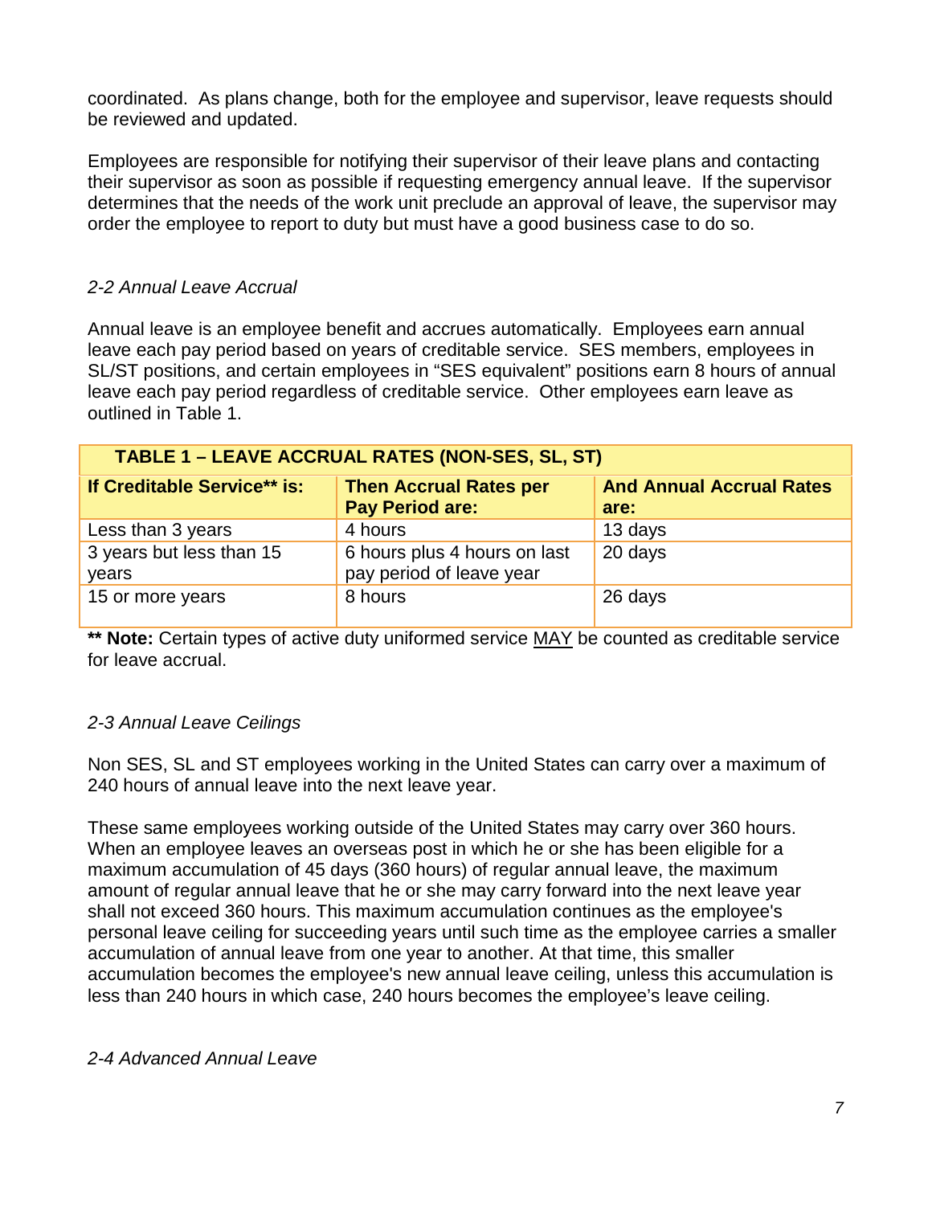coordinated. As plans change, both for the employee and supervisor, leave requests should be reviewed and updated.

Employees are responsible for notifying their supervisor of their leave plans and contacting their supervisor as soon as possible if requesting emergency annual leave. If the supervisor determines that the needs of the work unit preclude an approval of leave, the supervisor may order the employee to report to duty but must have a good business case to do so.

### *2-2 Annual Leave Accrual*

Annual leave is an employee benefit and accrues automatically. Employees earn annual leave each pay period based on years of creditable service. SES members, employees in SL/ST positions, and certain employees in "SES equivalent" positions earn 8 hours of annual leave each pay period regardless of creditable service. Other employees earn leave as outlined in Table 1.

| **TABLE 1 – LEAVE ACCRUAL RATES (NON-SES, SL, ST)** | | |
|---|---|---|
| **If Creditable Service\*\* is:** | **Then Accrual Rates per Pay Period are:** | **And Annual Accrual Rates are:** |
| Less than 3 years | 4 hours | 13 days |
| 3 years but less than 15 years | 6 hours plus 4 hours on last pay period of leave year | 20 days |
| 15 or more years | 8 hours | 26 days |

**\*\* Note:** Certain types of active duty uniformed service <u>MAY</u> be counted as creditable service for leave accrual.

### *2-3 Annual Leave Ceilings*

Non SES, SL and ST employees working in the United States can carry over a maximum of 240 hours of annual leave into the next leave year.

These same employees working outside of the United States may carry over 360 hours. When an employee leaves an overseas post in which he or she has been eligible for a maximum accumulation of 45 days (360 hours) of regular annual leave, the maximum amount of regular annual leave that he or she may carry forward into the next leave year shall not exceed 360 hours. This maximum accumulation continues as the employee's personal leave ceiling for succeeding years until such time as the employee carries a smaller accumulation of annual leave from one year to another. At that time, this smaller accumulation becomes the employee's new annual leave ceiling, unless this accumulation is less than 240 hours in which case, 240 hours becomes the employee's leave ceiling.

### *2-4 Advanced Annual Leave*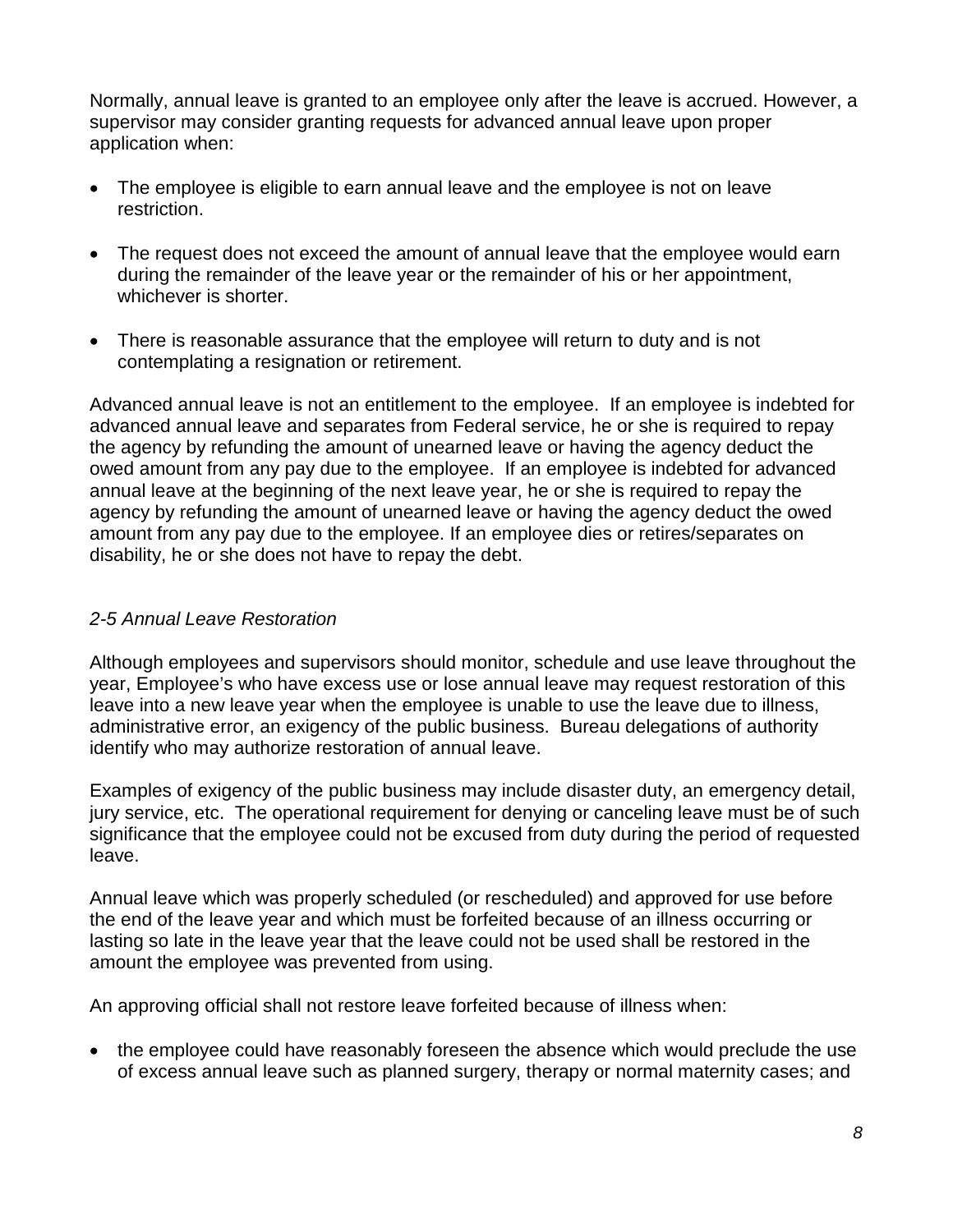Normally, annual leave is granted to an employee only after the leave is accrued. However, a supervisor may consider granting requests for advanced annual leave upon proper application when:

- The employee is eligible to earn annual leave and the employee is not on leave restriction.
- The request does not exceed the amount of annual leave that the employee would earn during the remainder of the leave year or the remainder of his or her appointment, whichever is shorter.
- There is reasonable assurance that the employee will return to duty and is not contemplating a resignation or retirement.

Advanced annual leave is not an entitlement to the employee. If an employee is indebted for advanced annual leave and separates from Federal service, he or she is required to repay the agency by refunding the amount of unearned leave or having the agency deduct the owed amount from any pay due to the employee. If an employee is indebted for advanced annual leave at the beginning of the next leave year, he or she is required to repay the agency by refunding the amount of unearned leave or having the agency deduct the owed amount from any pay due to the employee. If an employee dies or retires/separates on disability, he or she does not have to repay the debt.

### *2-5 Annual Leave Restoration*

Although employees and supervisors should monitor, schedule and use leave throughout the year, Employee's who have excess use or lose annual leave may request restoration of this leave into a new leave year when the employee is unable to use the leave due to illness, administrative error, an exigency of the public business. Bureau delegations of authority identify who may authorize restoration of annual leave.

Examples of exigency of the public business may include disaster duty, an emergency detail, jury service, etc. The operational requirement for denying or canceling leave must be of such significance that the employee could not be excused from duty during the period of requested leave.

Annual leave which was properly scheduled (or rescheduled) and approved for use before the end of the leave year and which must be forfeited because of an illness occurring or lasting so late in the leave year that the leave could not be used shall be restored in the amount the employee was prevented from using.

An approving official shall not restore leave forfeited because of illness when:

- the employee could have reasonably foreseen the absence which would preclude the use of excess annual leave such as planned surgery, therapy or normal maternity cases; and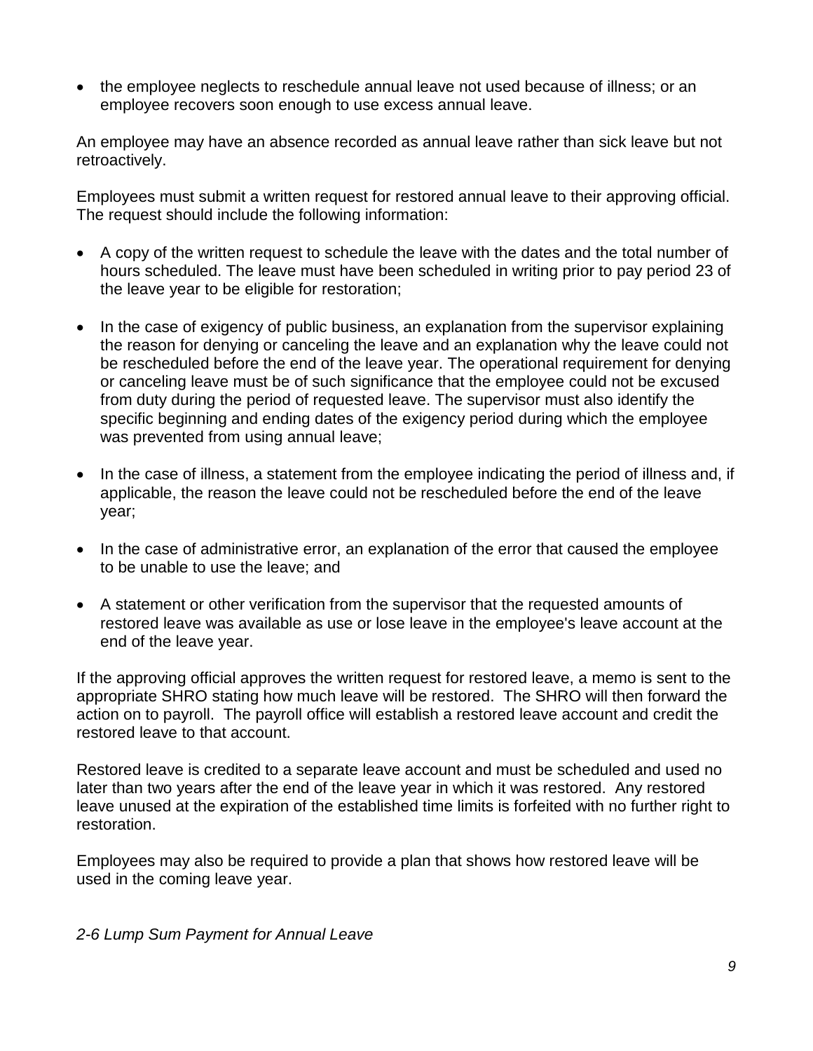- the employee neglects to reschedule annual leave not used because of illness; or an employee recovers soon enough to use excess annual leave.

An employee may have an absence recorded as annual leave rather than sick leave but not retroactively.

Employees must submit a written request for restored annual leave to their approving official. The request should include the following information:

- A copy of the written request to schedule the leave with the dates and the total number of hours scheduled. The leave must have been scheduled in writing prior to pay period 23 of the leave year to be eligible for restoration;
- In the case of exigency of public business, an explanation from the supervisor explaining the reason for denying or canceling the leave and an explanation why the leave could not be rescheduled before the end of the leave year. The operational requirement for denying or canceling leave must be of such significance that the employee could not be excused from duty during the period of requested leave. The supervisor must also identify the specific beginning and ending dates of the exigency period during which the employee was prevented from using annual leave;
- In the case of illness, a statement from the employee indicating the period of illness and, if applicable, the reason the leave could not be rescheduled before the end of the leave year;
- In the case of administrative error, an explanation of the error that caused the employee to be unable to use the leave; and
- A statement or other verification from the supervisor that the requested amounts of restored leave was available as use or lose leave in the employee's leave account at the end of the leave year.

If the approving official approves the written request for restored leave, a memo is sent to the appropriate SHRO stating how much leave will be restored. The SHRO will then forward the action on to payroll. The payroll office will establish a restored leave account and credit the restored leave to that account.

Restored leave is credited to a separate leave account and must be scheduled and used no later than two years after the end of the leave year in which it was restored. Any restored leave unused at the expiration of the established time limits is forfeited with no further right to restoration.

Employees may also be required to provide a plan that shows how restored leave will be used in the coming leave year.

### *2-6 Lump Sum Payment for Annual Leave*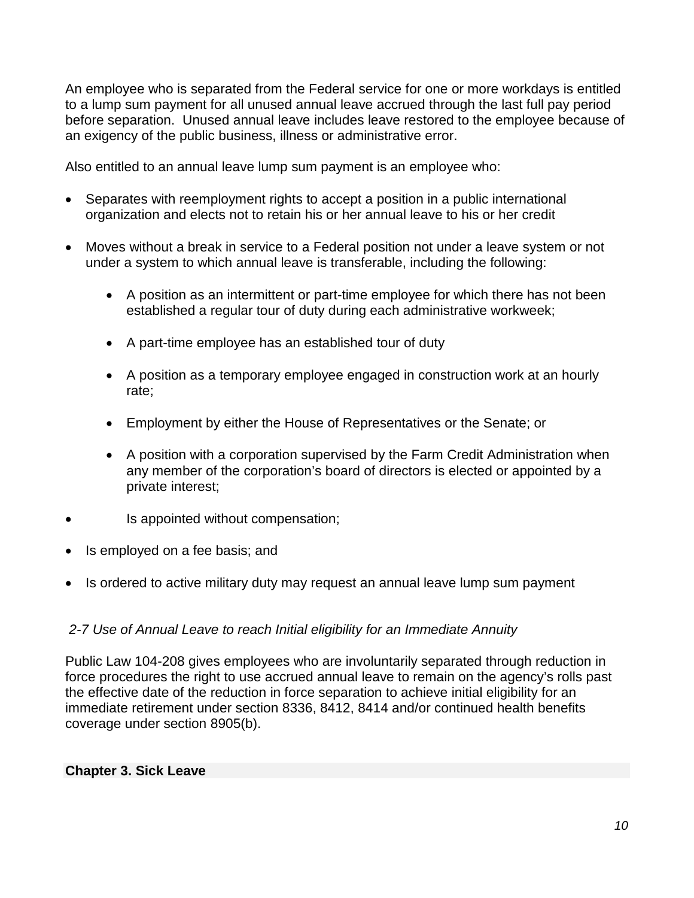An employee who is separated from the Federal service for one or more workdays is entitled to a lump sum payment for all unused annual leave accrued through the last full pay period before separation. Unused annual leave includes leave restored to the employee because of an exigency of the public business, illness or administrative error.

Also entitled to an annual leave lump sum payment is an employee who:

- Separates with reemployment rights to accept a position in a public international organization and elects not to retain his or her annual leave to his or her credit
- Moves without a break in service to a Federal position not under a leave system or not under a system to which annual leave is transferable, including the following:
    - A position as an intermittent or part-time employee for which there has not been established a regular tour of duty during each administrative workweek;
    - A part-time employee has an established tour of duty
    - A position as a temporary employee engaged in construction work at an hourly rate;
    - Employment by either the House of Representatives or the Senate; or
    - A position with a corporation supervised by the Farm Credit Administration when any member of the corporation's board of directors is elected or appointed by a private interest;
- Is appointed without compensation;
- Is employed on a fee basis; and
- Is ordered to active military duty may request an annual leave lump sum payment

*2-7 Use of Annual Leave to reach Initial eligibility for an Immediate Annuity*

Public Law 104-208 gives employees who are involuntarily separated through reduction in force procedures the right to use accrued annual leave to remain on the agency's rolls past the effective date of the reduction in force separation to achieve initial eligibility for an immediate retirement under section 8336, 8412, 8414 and/or continued health benefits coverage under section 8905(b).

## Chapter 3. Sick Leave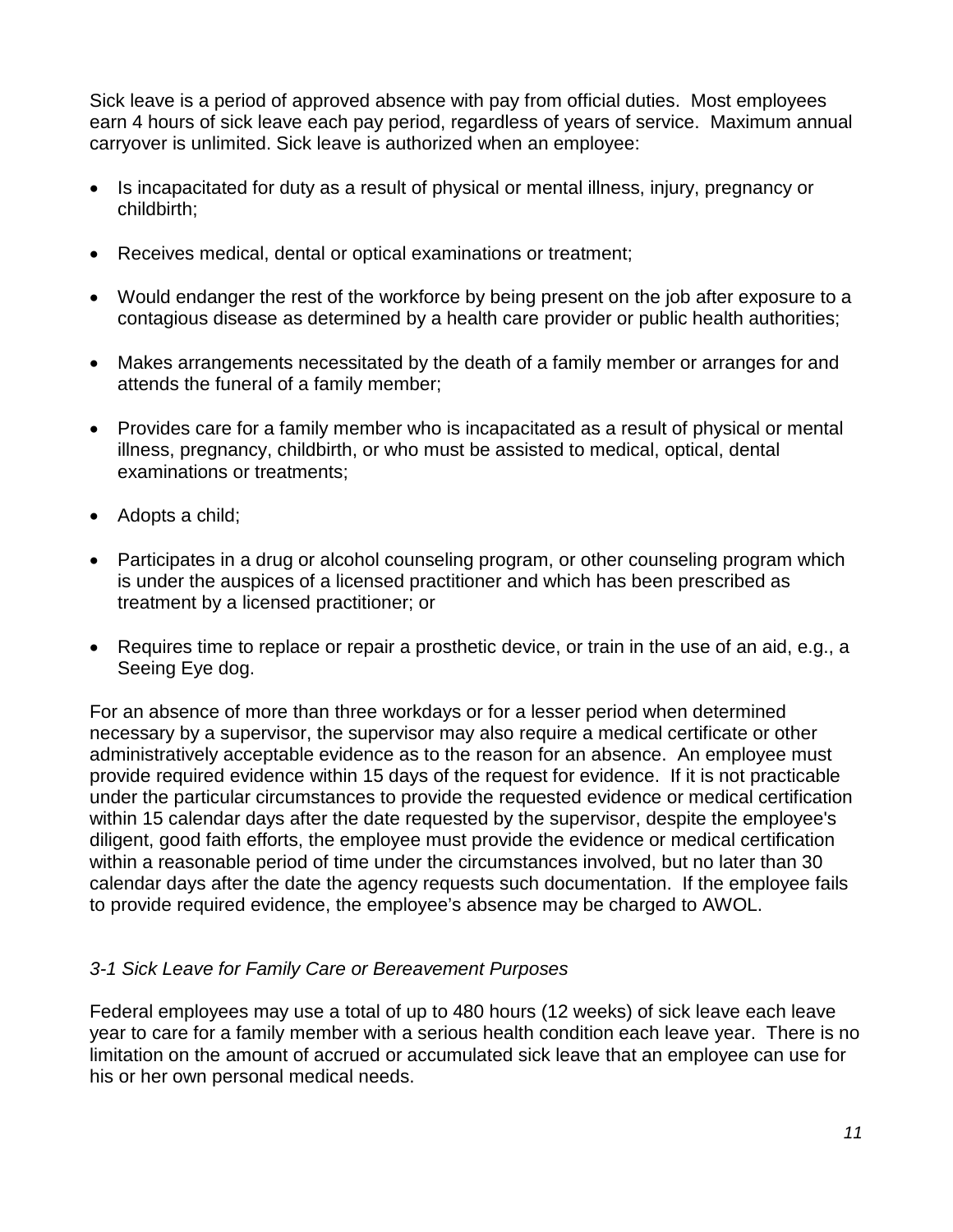Sick leave is a period of approved absence with pay from official duties. Most employees earn 4 hours of sick leave each pay period, regardless of years of service. Maximum annual carryover is unlimited. Sick leave is authorized when an employee:

- Is incapacitated for duty as a result of physical or mental illness, injury, pregnancy or childbirth;
- Receives medical, dental or optical examinations or treatment;
- Would endanger the rest of the workforce by being present on the job after exposure to a contagious disease as determined by a health care provider or public health authorities;
- Makes arrangements necessitated by the death of a family member or arranges for and attends the funeral of a family member;
- Provides care for a family member who is incapacitated as a result of physical or mental illness, pregnancy, childbirth, or who must be assisted to medical, optical, dental examinations or treatments;
- Adopts a child;
- Participates in a drug or alcohol counseling program, or other counseling program which is under the auspices of a licensed practitioner and which has been prescribed as treatment by a licensed practitioner; or
- Requires time to replace or repair a prosthetic device, or train in the use of an aid, e.g., a Seeing Eye dog.

For an absence of more than three workdays or for a lesser period when determined necessary by a supervisor, the supervisor may also require a medical certificate or other administratively acceptable evidence as to the reason for an absence. An employee must provide required evidence within 15 days of the request for evidence. If it is not practicable under the particular circumstances to provide the requested evidence or medical certification within 15 calendar days after the date requested by the supervisor, despite the employee's diligent, good faith efforts, the employee must provide the evidence or medical certification within a reasonable period of time under the circumstances involved, but no later than 30 calendar days after the date the agency requests such documentation. If the employee fails to provide required evidence, the employee's absence may be charged to AWOL.

### *3-1 Sick Leave for Family Care or Bereavement Purposes*

Federal employees may use a total of up to 480 hours (12 weeks) of sick leave each leave year to care for a family member with a serious health condition each leave year. There is no limitation on the amount of accrued or accumulated sick leave that an employee can use for his or her own personal medical needs.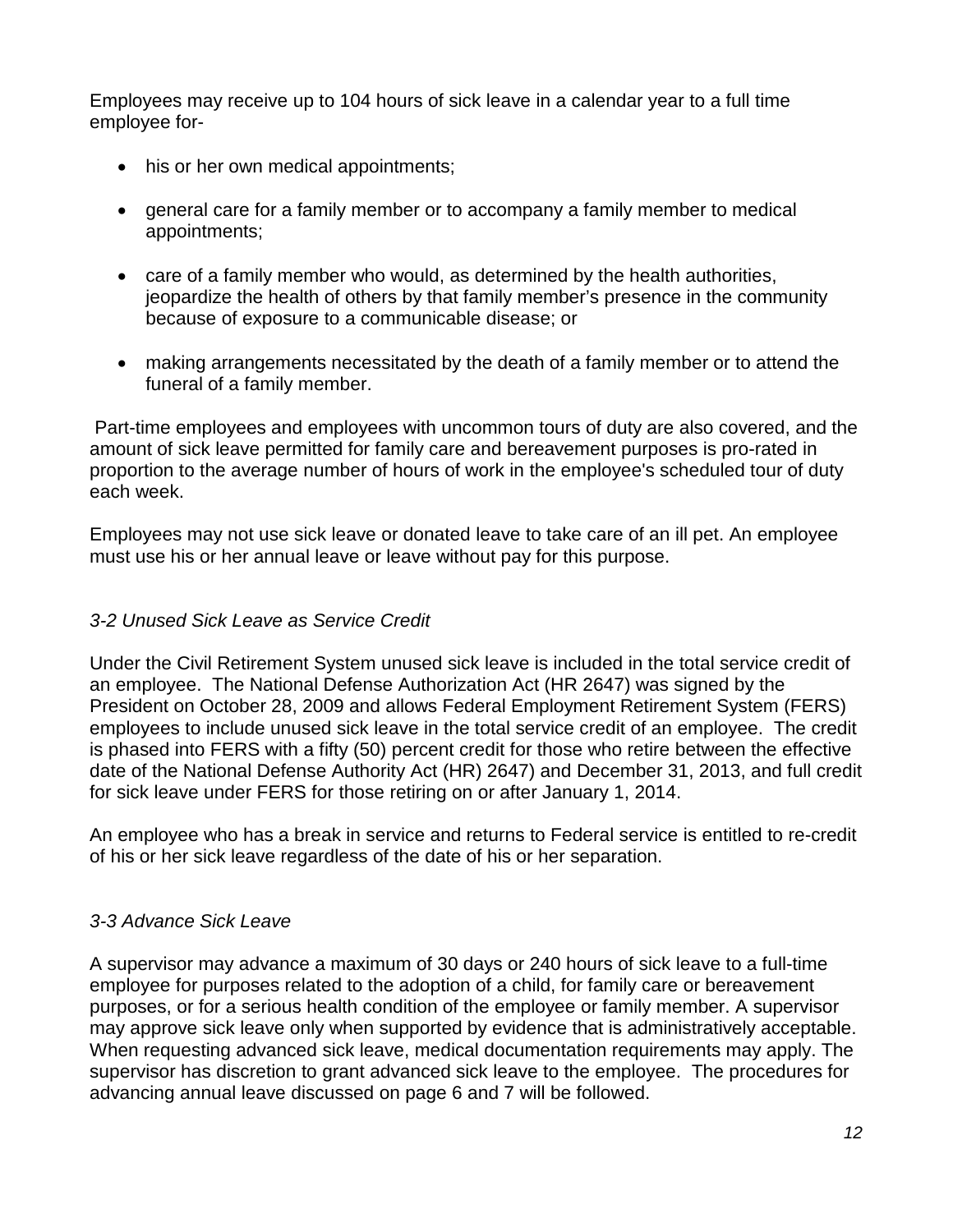Employees may receive up to 104 hours of sick leave in a calendar year to a full time employee for-

- his or her own medical appointments;
- general care for a family member or to accompany a family member to medical appointments;
- care of a family member who would, as determined by the health authorities, jeopardize the health of others by that family member's presence in the community because of exposure to a communicable disease; or
- making arrangements necessitated by the death of a family member or to attend the funeral of a family member.

Part-time employees and employees with uncommon tours of duty are also covered, and the amount of sick leave permitted for family care and bereavement purposes is pro-rated in proportion to the average number of hours of work in the employee's scheduled tour of duty each week.

Employees may not use sick leave or donated leave to take care of an ill pet. An employee must use his or her annual leave or leave without pay for this purpose.

### *3-2 Unused Sick Leave as Service Credit*

Under the Civil Retirement System unused sick leave is included in the total service credit of an employee. The National Defense Authorization Act (HR 2647) was signed by the President on October 28, 2009 and allows Federal Employment Retirement System (FERS) employees to include unused sick leave in the total service credit of an employee. The credit is phased into FERS with a fifty (50) percent credit for those who retire between the effective date of the National Defense Authority Act (HR) 2647) and December 31, 2013, and full credit for sick leave under FERS for those retiring on or after January 1, 2014.

An employee who has a break in service and returns to Federal service is entitled to re-credit of his or her sick leave regardless of the date of his or her separation.

### *3-3 Advance Sick Leave*

A supervisor may advance a maximum of 30 days or 240 hours of sick leave to a full-time employee for purposes related to the adoption of a child, for family care or bereavement purposes, or for a serious health condition of the employee or family member. A supervisor may approve sick leave only when supported by evidence that is administratively acceptable. When requesting advanced sick leave, medical documentation requirements may apply. The supervisor has discretion to grant advanced sick leave to the employee. The procedures for advancing annual leave discussed on page 6 and 7 will be followed.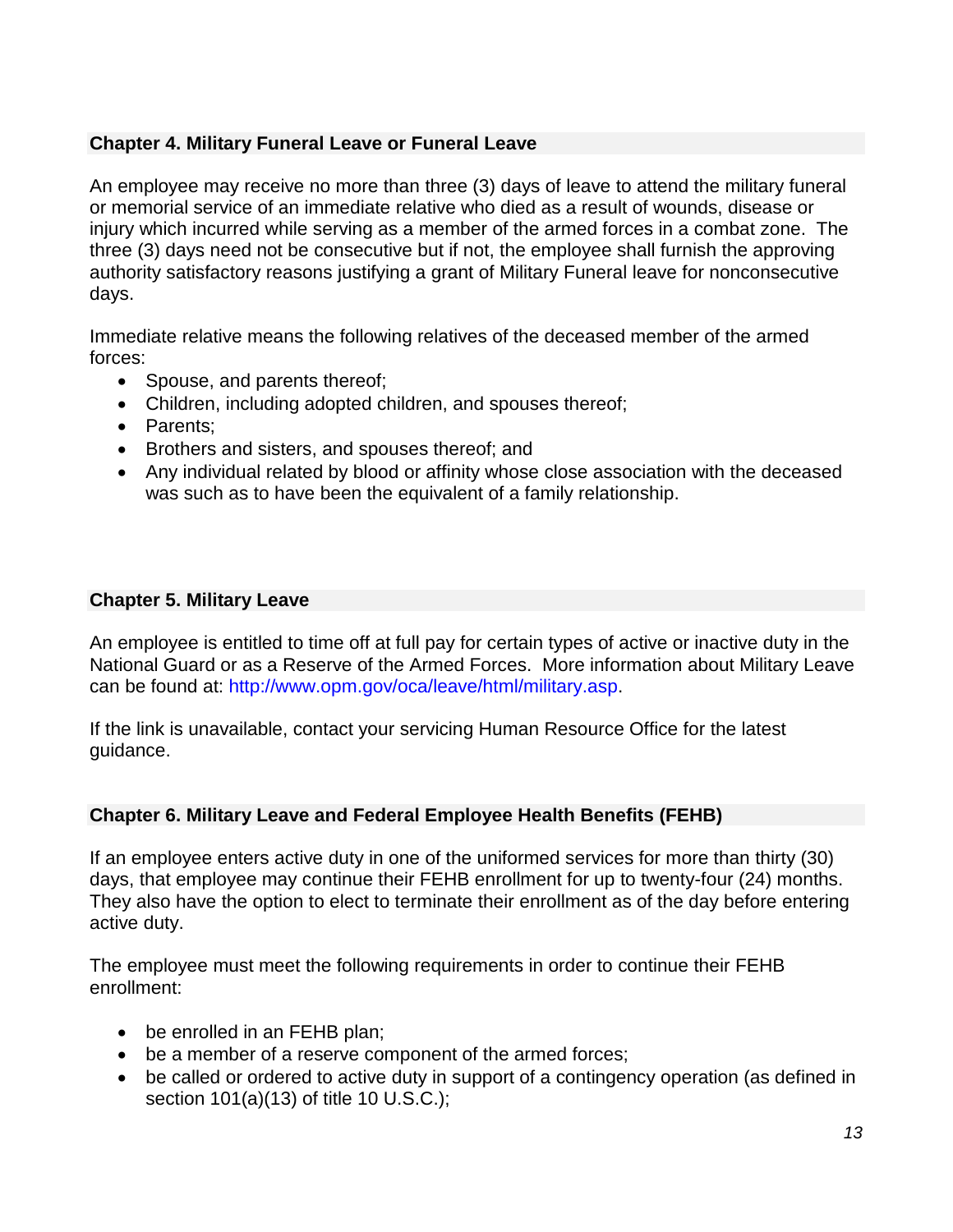## Chapter 4. Military Funeral Leave or Funeral Leave

An employee may receive no more than three (3) days of leave to attend the military funeral or memorial service of an immediate relative who died as a result of wounds, disease or injury which incurred while serving as a member of the armed forces in a combat zone. The three (3) days need not be consecutive but if not, the employee shall furnish the approving authority satisfactory reasons justifying a grant of Military Funeral leave for nonconsecutive days.

Immediate relative means the following relatives of the deceased member of the armed forces:

- Spouse, and parents thereof;
- Children, including adopted children, and spouses thereof;
- Parents;
- Brothers and sisters, and spouses thereof; and
- Any individual related by blood or affinity whose close association with the deceased was such as to have been the equivalent of a family relationship.

## Chapter 5. Military Leave

An employee is entitled to time off at full pay for certain types of active or inactive duty in the National Guard or as a Reserve of the Armed Forces. More information about Military Leave can be found at: http://www.opm.gov/oca/leave/html/military.asp.

If the link is unavailable, contact your servicing Human Resource Office for the latest guidance.

## Chapter 6. Military Leave and Federal Employee Health Benefits (FEHB)

If an employee enters active duty in one of the uniformed services for more than thirty (30) days, that employee may continue their FEHB enrollment for up to twenty-four (24) months. They also have the option to elect to terminate their enrollment as of the day before entering active duty.

The employee must meet the following requirements in order to continue their FEHB enrollment:

- be enrolled in an FEHB plan;
- be a member of a reserve component of the armed forces;
- be called or ordered to active duty in support of a contingency operation (as defined in section 101(a)(13) of title 10 U.S.C.);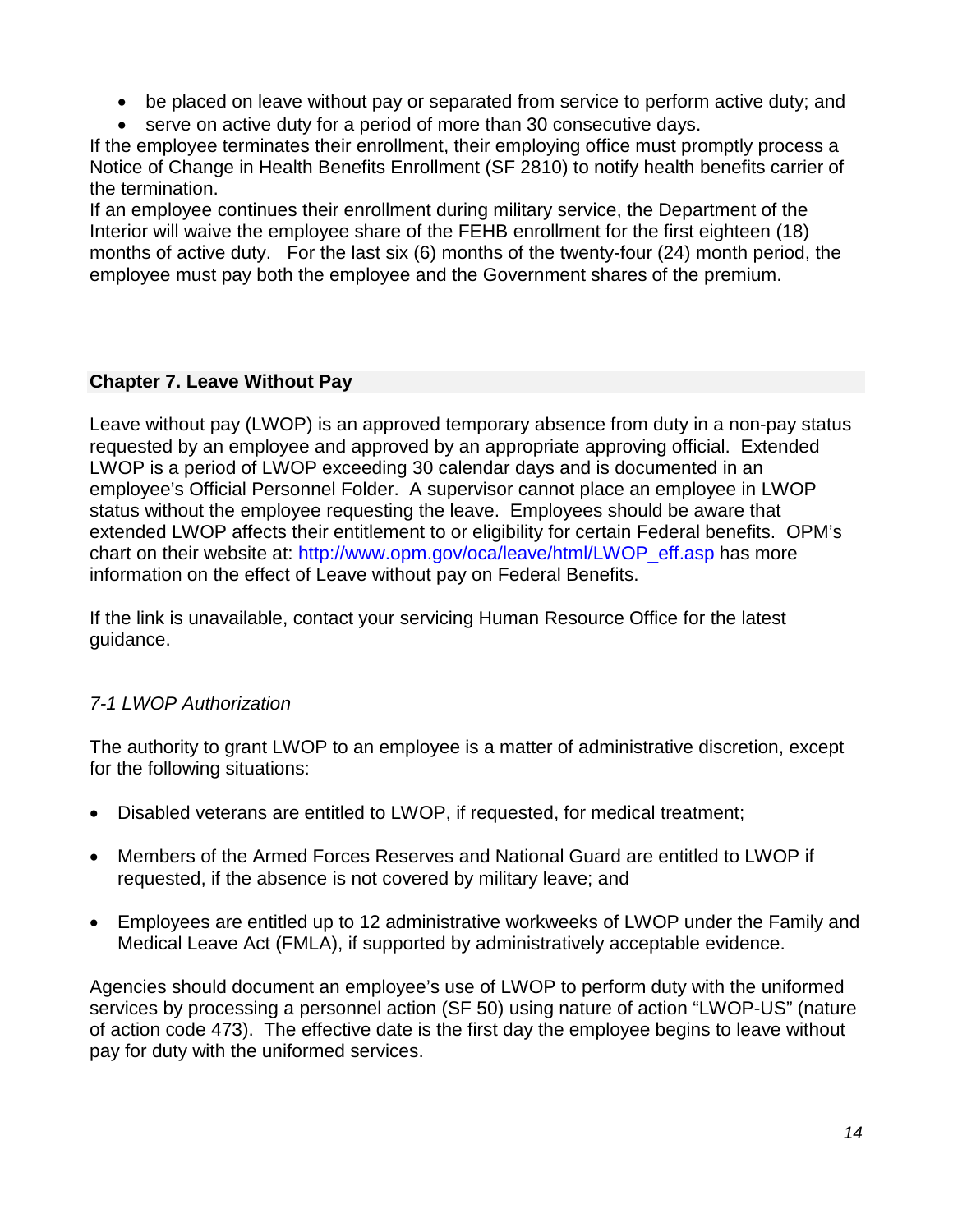- be placed on leave without pay or separated from service to perform active duty; and
- serve on active duty for a period of more than 30 consecutive days.

If the employee terminates their enrollment, their employing office must promptly process a Notice of Change in Health Benefits Enrollment (SF 2810) to notify health benefits carrier of the termination.

If an employee continues their enrollment during military service, the Department of the Interior will waive the employee share of the FEHB enrollment for the first eighteen (18) months of active duty. For the last six (6) months of the twenty-four (24) month period, the employee must pay both the employee and the Government shares of the premium.

## Chapter 7. Leave Without Pay

Leave without pay (LWOP) is an approved temporary absence from duty in a non-pay status requested by an employee and approved by an appropriate approving official. Extended LWOP is a period of LWOP exceeding 30 calendar days and is documented in an employee's Official Personnel Folder. A supervisor cannot place an employee in LWOP status without the employee requesting the leave. Employees should be aware that extended LWOP affects their entitlement to or eligibility for certain Federal benefits. OPM's chart on their website at: http://www.opm.gov/oca/leave/html/LWOP_eff.asp has more information on the effect of Leave without pay on Federal Benefits.

If the link is unavailable, contact your servicing Human Resource Office for the latest guidance.

### *7-1 LWOP Authorization*

The authority to grant LWOP to an employee is a matter of administrative discretion, except for the following situations:

- Disabled veterans are entitled to LWOP, if requested, for medical treatment;
- Members of the Armed Forces Reserves and National Guard are entitled to LWOP if requested, if the absence is not covered by military leave; and
- Employees are entitled up to 12 administrative workweeks of LWOP under the Family and Medical Leave Act (FMLA), if supported by administratively acceptable evidence.

Agencies should document an employee's use of LWOP to perform duty with the uniformed services by processing a personnel action (SF 50) using nature of action "LWOP-US" (nature of action code 473). The effective date is the first day the employee begins to leave without pay for duty with the uniformed services.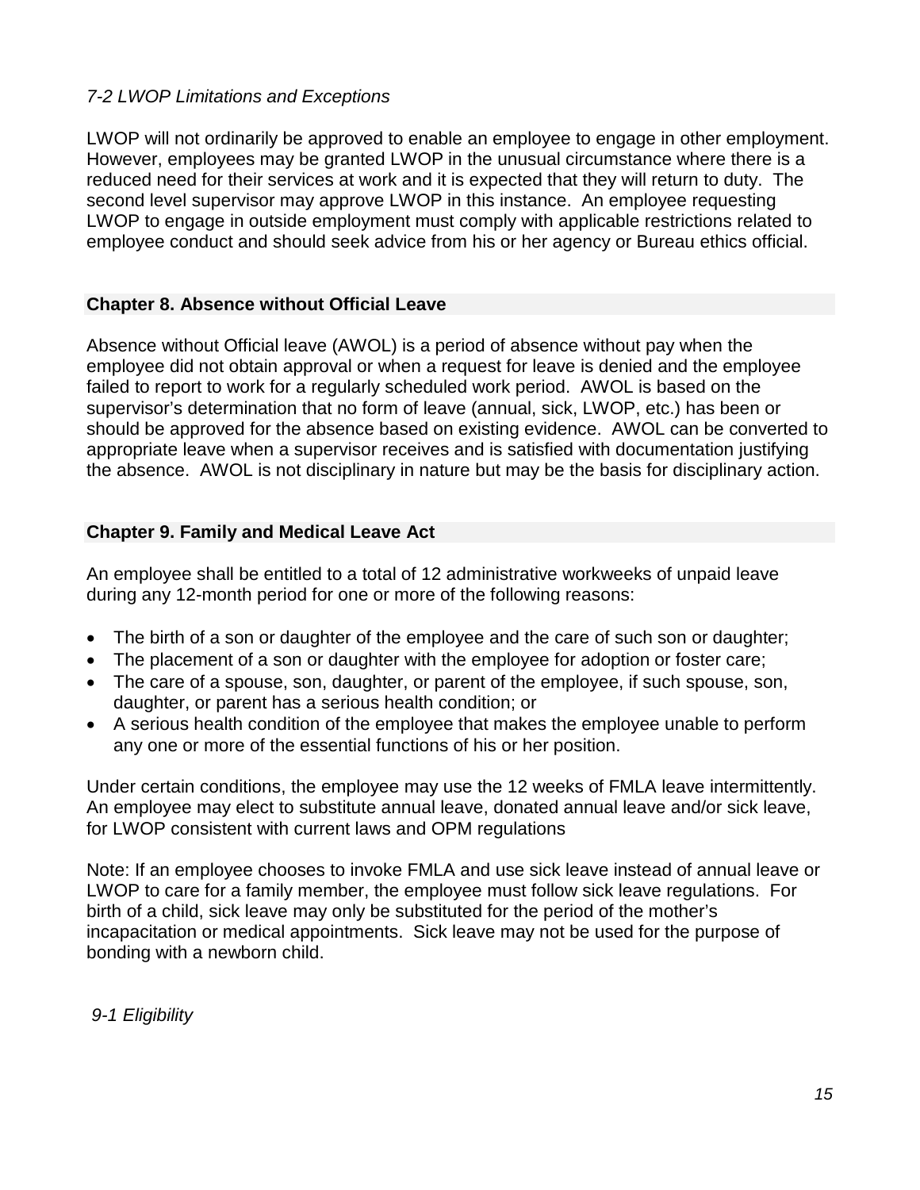*7-2 LWOP Limitations and Exceptions*

LWOP will not ordinarily be approved to enable an employee to engage in other employment. However, employees may be granted LWOP in the unusual circumstance where there is a reduced need for their services at work and it is expected that they will return to duty. The second level supervisor may approve LWOP in this instance. An employee requesting LWOP to engage in outside employment must comply with applicable restrictions related to employee conduct and should seek advice from his or her agency or Bureau ethics official.

## Chapter 8. Absence without Official Leave

Absence without Official leave (AWOL) is a period of absence without pay when the employee did not obtain approval or when a request for leave is denied and the employee failed to report to work for a regularly scheduled work period. AWOL is based on the supervisor's determination that no form of leave (annual, sick, LWOP, etc.) has been or should be approved for the absence based on existing evidence. AWOL can be converted to appropriate leave when a supervisor receives and is satisfied with documentation justifying the absence. AWOL is not disciplinary in nature but may be the basis for disciplinary action.

## Chapter 9. Family and Medical Leave Act

An employee shall be entitled to a total of 12 administrative workweeks of unpaid leave during any 12-month period for one or more of the following reasons:

- The birth of a son or daughter of the employee and the care of such son or daughter;
- The placement of a son or daughter with the employee for adoption or foster care;
- The care of a spouse, son, daughter, or parent of the employee, if such spouse, son, daughter, or parent has a serious health condition; or
- A serious health condition of the employee that makes the employee unable to perform any one or more of the essential functions of his or her position.

Under certain conditions, the employee may use the 12 weeks of FMLA leave intermittently. An employee may elect to substitute annual leave, donated annual leave and/or sick leave, for LWOP consistent with current laws and OPM regulations

Note: If an employee chooses to invoke FMLA and use sick leave instead of annual leave or LWOP to care for a family member, the employee must follow sick leave regulations. For birth of a child, sick leave may only be substituted for the period of the mother's incapacitation or medical appointments. Sick leave may not be used for the purpose of bonding with a newborn child.

*9-1 Eligibility*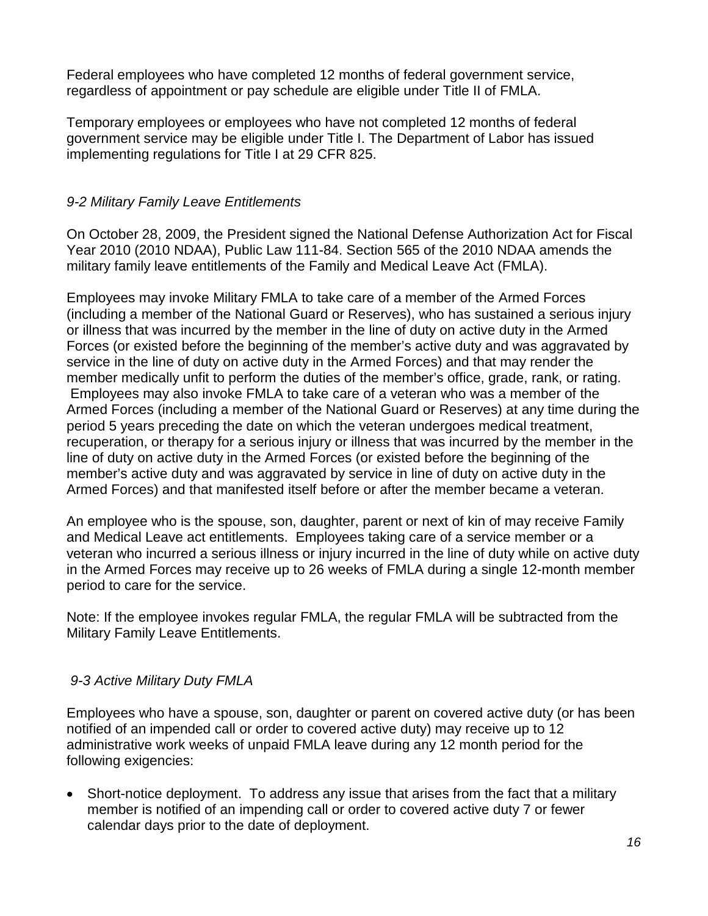Federal employees who have completed 12 months of federal government service, regardless of appointment or pay schedule are eligible under Title II of FMLA.

Temporary employees or employees who have not completed 12 months of federal government service may be eligible under Title I. The Department of Labor has issued implementing regulations for Title I at 29 CFR 825.

### *9-2 Military Family Leave Entitlements*

On October 28, 2009, the President signed the National Defense Authorization Act for Fiscal Year 2010 (2010 NDAA), Public Law 111-84. Section 565 of the 2010 NDAA amends the military family leave entitlements of the Family and Medical Leave Act (FMLA).

Employees may invoke Military FMLA to take care of a member of the Armed Forces (including a member of the National Guard or Reserves), who has sustained a serious injury or illness that was incurred by the member in the line of duty on active duty in the Armed Forces (or existed before the beginning of the member's active duty and was aggravated by service in the line of duty on active duty in the Armed Forces) and that may render the member medically unfit to perform the duties of the member's office, grade, rank, or rating. Employees may also invoke FMLA to take care of a veteran who was a member of the Armed Forces (including a member of the National Guard or Reserves) at any time during the period 5 years preceding the date on which the veteran undergoes medical treatment, recuperation, or therapy for a serious injury or illness that was incurred by the member in the line of duty on active duty in the Armed Forces (or existed before the beginning of the member's active duty and was aggravated by service in line of duty on active duty in the Armed Forces) and that manifested itself before or after the member became a veteran.

An employee who is the spouse, son, daughter, parent or next of kin of may receive Family and Medical Leave act entitlements. Employees taking care of a service member or a veteran who incurred a serious illness or injury incurred in the line of duty while on active duty in the Armed Forces may receive up to 26 weeks of FMLA during a single 12-month member period to care for the service.

Note: If the employee invokes regular FMLA, the regular FMLA will be subtracted from the Military Family Leave Entitlements.

### *9-3 Active Military Duty FMLA*

Employees who have a spouse, son, daughter or parent on covered active duty (or has been notified of an impended call or order to covered active duty) may receive up to 12 administrative work weeks of unpaid FMLA leave during any 12 month period for the following exigencies:

- Short-notice deployment. To address any issue that arises from the fact that a military member is notified of an impending call or order to covered active duty 7 or fewer calendar days prior to the date of deployment.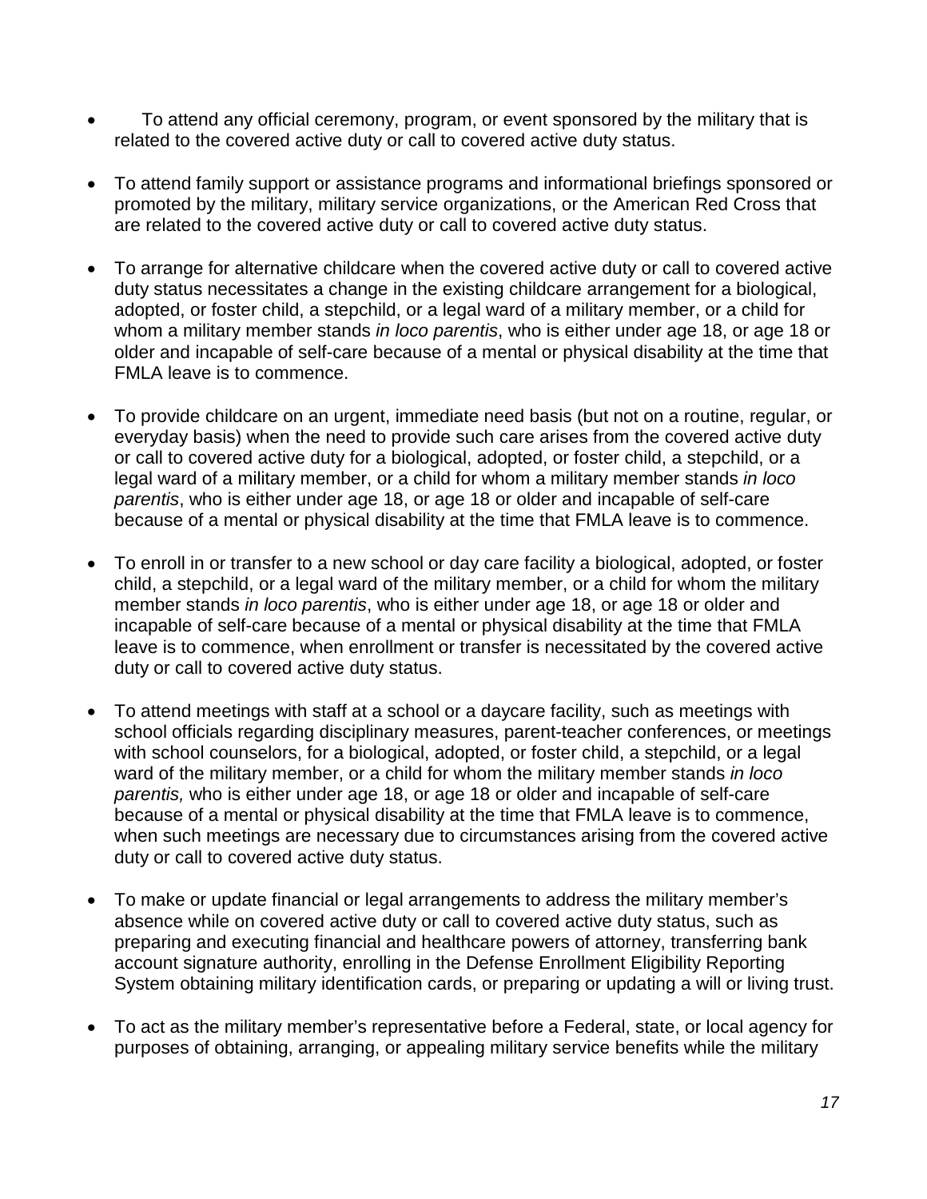- To attend any official ceremony, program, or event sponsored by the military that is related to the covered active duty or call to covered active duty status.

- To attend family support or assistance programs and informational briefings sponsored or promoted by the military, military service organizations, or the American Red Cross that are related to the covered active duty or call to covered active duty status.

- To arrange for alternative childcare when the covered active duty or call to covered active duty status necessitates a change in the existing childcare arrangement for a biological, adopted, or foster child, a stepchild, or a legal ward of a military member, or a child for whom a military member stands *in loco parentis*, who is either under age 18, or age 18 or older and incapable of self-care because of a mental or physical disability at the time that FMLA leave is to commence.

- To provide childcare on an urgent, immediate need basis (but not on a routine, regular, or everyday basis) when the need to provide such care arises from the covered active duty or call to covered active duty for a biological, adopted, or foster child, a stepchild, or a legal ward of a military member, or a child for whom a military member stands *in loco parentis*, who is either under age 18, or age 18 or older and incapable of self-care because of a mental or physical disability at the time that FMLA leave is to commence.

- To enroll in or transfer to a new school or day care facility a biological, adopted, or foster child, a stepchild, or a legal ward of the military member, or a child for whom the military member stands *in loco parentis*, who is either under age 18, or age 18 or older and incapable of self-care because of a mental or physical disability at the time that FMLA leave is to commence, when enrollment or transfer is necessitated by the covered active duty or call to covered active duty status.

- To attend meetings with staff at a school or a daycare facility, such as meetings with school officials regarding disciplinary measures, parent-teacher conferences, or meetings with school counselors, for a biological, adopted, or foster child, a stepchild, or a legal ward of the military member, or a child for whom the military member stands *in loco parentis,* who is either under age 18, or age 18 or older and incapable of self-care because of a mental or physical disability at the time that FMLA leave is to commence, when such meetings are necessary due to circumstances arising from the covered active duty or call to covered active duty status.

- To make or update financial or legal arrangements to address the military member's absence while on covered active duty or call to covered active duty status, such as preparing and executing financial and healthcare powers of attorney, transferring bank account signature authority, enrolling in the Defense Enrollment Eligibility Reporting System obtaining military identification cards, or preparing or updating a will or living trust.

- To act as the military member's representative before a Federal, state, or local agency for purposes of obtaining, arranging, or appealing military service benefits while the military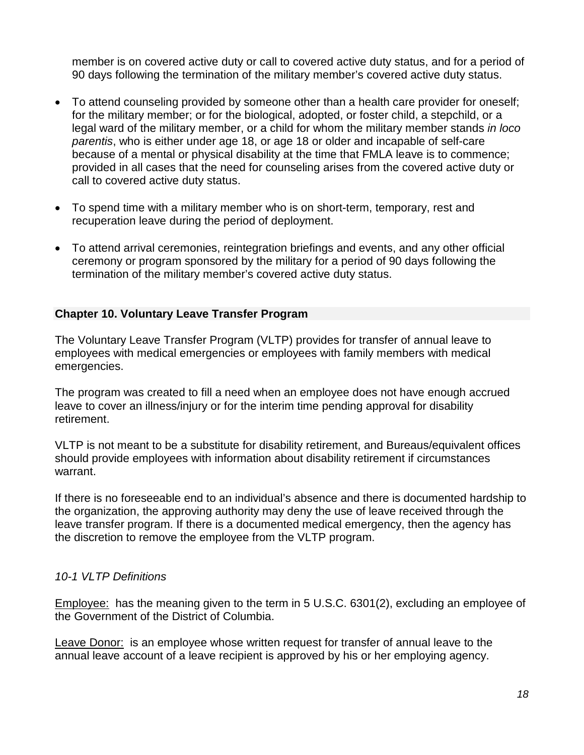member is on covered active duty or call to covered active duty status, and for a period of 90 days following the termination of the military member's covered active duty status.

- To attend counseling provided by someone other than a health care provider for oneself; for the military member; or for the biological, adopted, or foster child, a stepchild, or a legal ward of the military member, or a child for whom the military member stands *in loco parentis*, who is either under age 18, or age 18 or older and incapable of self-care because of a mental or physical disability at the time that FMLA leave is to commence; provided in all cases that the need for counseling arises from the covered active duty or call to covered active duty status.

- To spend time with a military member who is on short-term, temporary, rest and recuperation leave during the period of deployment.

- To attend arrival ceremonies, reintegration briefings and events, and any other official ceremony or program sponsored by the military for a period of 90 days following the termination of the military member's covered active duty status.

## Chapter 10. Voluntary Leave Transfer Program

The Voluntary Leave Transfer Program (VLTP) provides for transfer of annual leave to employees with medical emergencies or employees with family members with medical emergencies.

The program was created to fill a need when an employee does not have enough accrued leave to cover an illness/injury or for the interim time pending approval for disability retirement.

VLTP is not meant to be a substitute for disability retirement, and Bureaus/equivalent offices should provide employees with information about disability retirement if circumstances warrant.

If there is no foreseeable end to an individual's absence and there is documented hardship to the organization, the approving authority may deny the use of leave received through the leave transfer program. If there is a documented medical emergency, then the agency has the discretion to remove the employee from the VLTP program.

### *10-1 VLTP Definitions*

<u>Employee:</u> has the meaning given to the term in 5 U.S.C. 6301(2), excluding an employee of the Government of the District of Columbia.

<u>Leave Donor:</u> is an employee whose written request for transfer of annual leave to the annual leave account of a leave recipient is approved by his or her employing agency.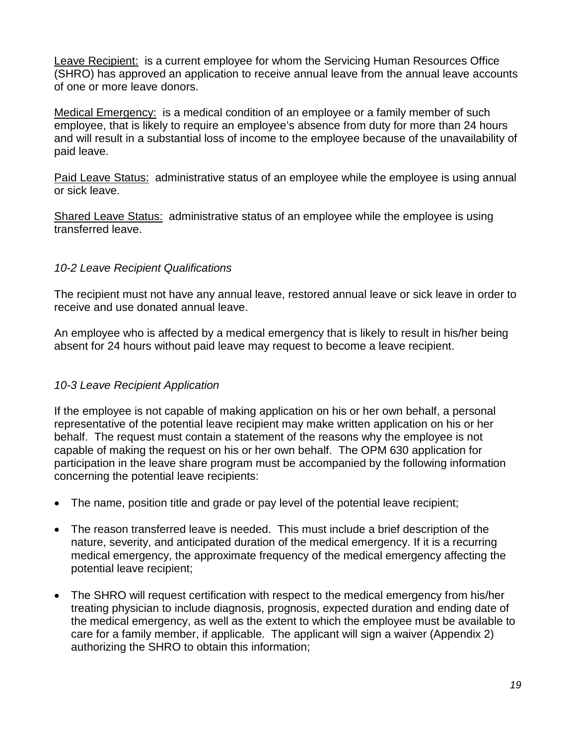<u>Leave Recipient:</u> is a current employee for whom the Servicing Human Resources Office (SHRO) has approved an application to receive annual leave from the annual leave accounts of one or more leave donors.

<u>Medical Emergency:</u> is a medical condition of an employee or a family member of such employee, that is likely to require an employee's absence from duty for more than 24 hours and will result in a substantial loss of income to the employee because of the unavailability of paid leave.

<u>Paid Leave Status:</u> administrative status of an employee while the employee is using annual or sick leave.

<u>Shared Leave Status:</u> administrative status of an employee while the employee is using transferred leave.

### *10-2 Leave Recipient Qualifications*

The recipient must not have any annual leave, restored annual leave or sick leave in order to receive and use donated annual leave.

An employee who is affected by a medical emergency that is likely to result in his/her being absent for 24 hours without paid leave may request to become a leave recipient.

### *10-3 Leave Recipient Application*

If the employee is not capable of making application on his or her own behalf, a personal representative of the potential leave recipient may make written application on his or her behalf. The request must contain a statement of the reasons why the employee is not capable of making the request on his or her own behalf. The OPM 630 application for participation in the leave share program must be accompanied by the following information concerning the potential leave recipients:

- The name, position title and grade or pay level of the potential leave recipient;
- The reason transferred leave is needed. This must include a brief description of the nature, severity, and anticipated duration of the medical emergency. If it is a recurring medical emergency, the approximate frequency of the medical emergency affecting the potential leave recipient;
- The SHRO will request certification with respect to the medical emergency from his/her treating physician to include diagnosis, prognosis, expected duration and ending date of the medical emergency, as well as the extent to which the employee must be available to care for a family member, if applicable. The applicant will sign a waiver (Appendix 2) authorizing the SHRO to obtain this information;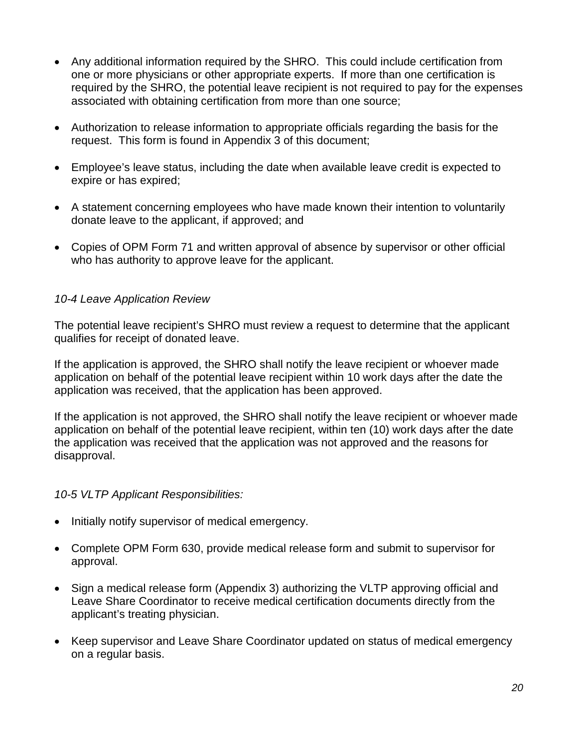- Any additional information required by the SHRO. This could include certification from one or more physicians or other appropriate experts. If more than one certification is required by the SHRO, the potential leave recipient is not required to pay for the expenses associated with obtaining certification from more than one source;
- Authorization to release information to appropriate officials regarding the basis for the request. This form is found in Appendix 3 of this document;
- Employee's leave status, including the date when available leave credit is expected to expire or has expired;
- A statement concerning employees who have made known their intention to voluntarily donate leave to the applicant, if approved; and
- Copies of OPM Form 71 and written approval of absence by supervisor or other official who has authority to approve leave for the applicant.

*10-4 Leave Application Review*

The potential leave recipient's SHRO must review a request to determine that the applicant qualifies for receipt of donated leave.

If the application is approved, the SHRO shall notify the leave recipient or whoever made application on behalf of the potential leave recipient within 10 work days after the date the application was received, that the application has been approved.

If the application is not approved, the SHRO shall notify the leave recipient or whoever made application on behalf of the potential leave recipient, within ten (10) work days after the date the application was received that the application was not approved and the reasons for disapproval.

*10-5 VLTP Applicant Responsibilities:*

- Initially notify supervisor of medical emergency.
- Complete OPM Form 630, provide medical release form and submit to supervisor for approval.
- Sign a medical release form (Appendix 3) authorizing the VLTP approving official and Leave Share Coordinator to receive medical certification documents directly from the applicant's treating physician.
- Keep supervisor and Leave Share Coordinator updated on status of medical emergency on a regular basis.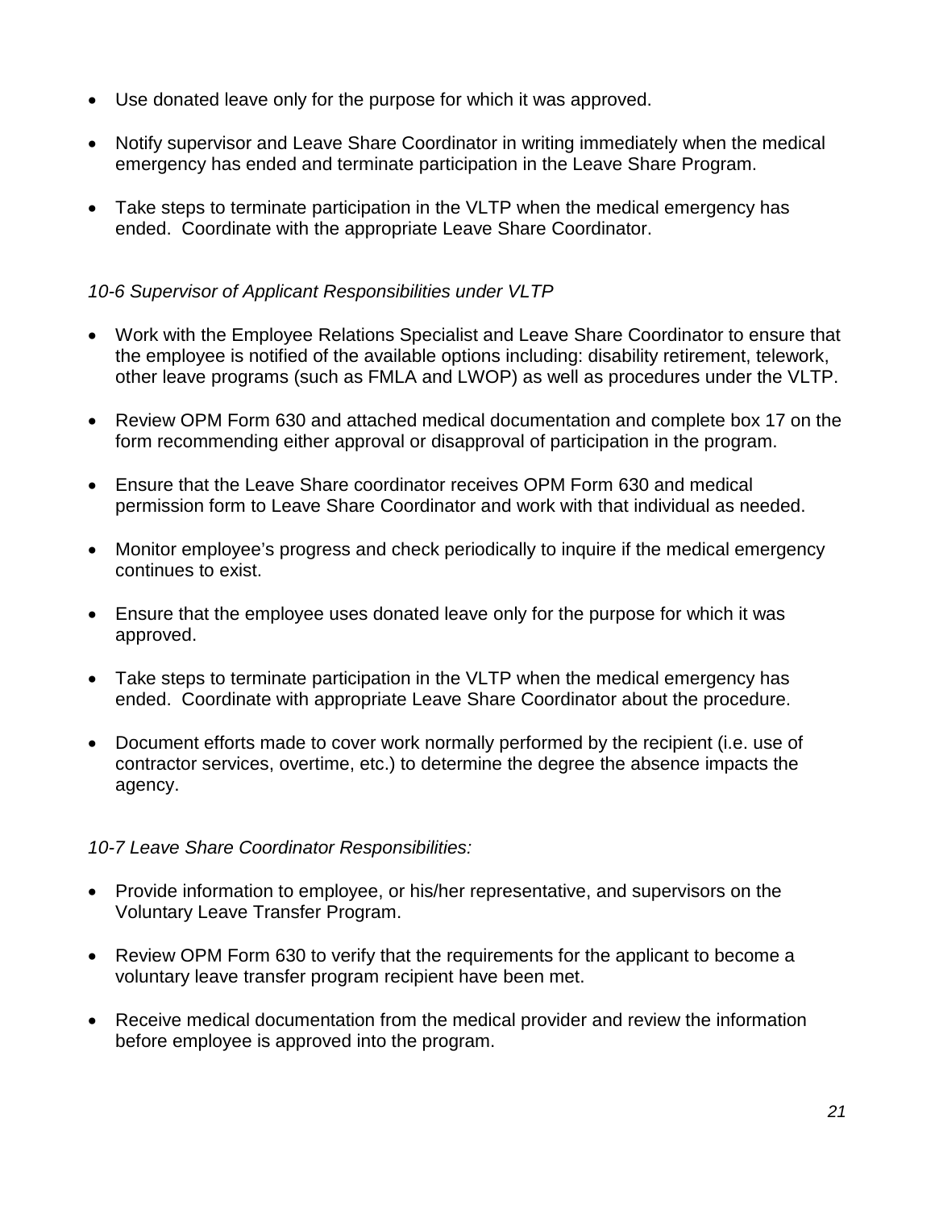- Use donated leave only for the purpose for which it was approved.

- Notify supervisor and Leave Share Coordinator in writing immediately when the medical emergency has ended and terminate participation in the Leave Share Program.

- Take steps to terminate participation in the VLTP when the medical emergency has ended. Coordinate with the appropriate Leave Share Coordinator.

*10-6 Supervisor of Applicant Responsibilities under VLTP*

- Work with the Employee Relations Specialist and Leave Share Coordinator to ensure that the employee is notified of the available options including: disability retirement, telework, other leave programs (such as FMLA and LWOP) as well as procedures under the VLTP.

- Review OPM Form 630 and attached medical documentation and complete box 17 on the form recommending either approval or disapproval of participation in the program.

- Ensure that the Leave Share coordinator receives OPM Form 630 and medical permission form to Leave Share Coordinator and work with that individual as needed.

- Monitor employee's progress and check periodically to inquire if the medical emergency continues to exist.

- Ensure that the employee uses donated leave only for the purpose for which it was approved.

- Take steps to terminate participation in the VLTP when the medical emergency has ended. Coordinate with appropriate Leave Share Coordinator about the procedure.

- Document efforts made to cover work normally performed by the recipient (i.e. use of contractor services, overtime, etc.) to determine the degree the absence impacts the agency.

*10-7 Leave Share Coordinator Responsibilities:*

- Provide information to employee, or his/her representative, and supervisors on the Voluntary Leave Transfer Program.

- Review OPM Form 630 to verify that the requirements for the applicant to become a voluntary leave transfer program recipient have been met.

- Receive medical documentation from the medical provider and review the information before employee is approved into the program.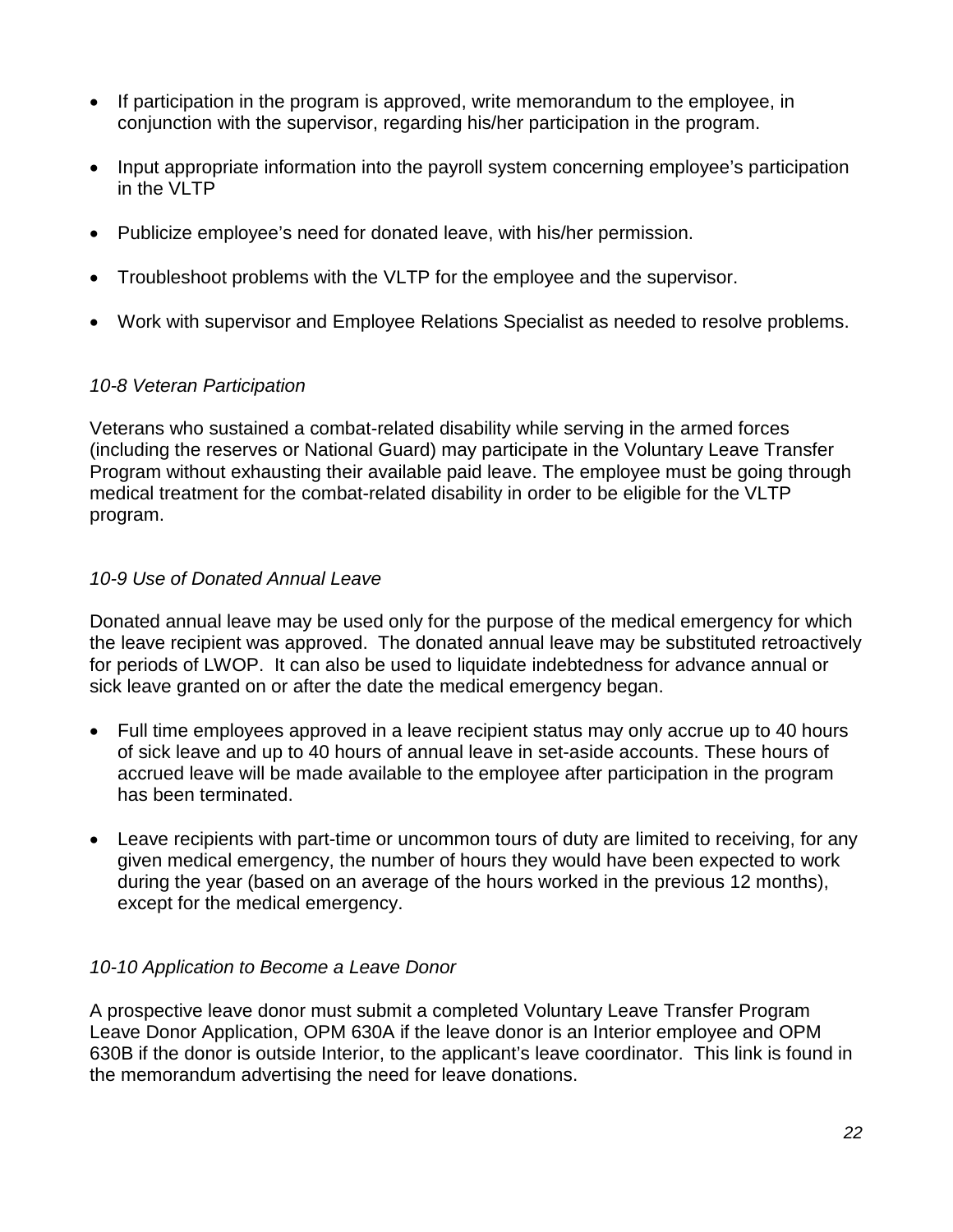- If participation in the program is approved, write memorandum to the employee, in conjunction with the supervisor, regarding his/her participation in the program.

- Input appropriate information into the payroll system concerning employee's participation in the VLTP

- Publicize employee's need for donated leave, with his/her permission.

- Troubleshoot problems with the VLTP for the employee and the supervisor.

- Work with supervisor and Employee Relations Specialist as needed to resolve problems.

*10-8 Veteran Participation*

Veterans who sustained a combat-related disability while serving in the armed forces (including the reserves or National Guard) may participate in the Voluntary Leave Transfer Program without exhausting their available paid leave. The employee must be going through medical treatment for the combat-related disability in order to be eligible for the VLTP program.

*10-9 Use of Donated Annual Leave*

Donated annual leave may be used only for the purpose of the medical emergency for which the leave recipient was approved. The donated annual leave may be substituted retroactively for periods of LWOP. It can also be used to liquidate indebtedness for advance annual or sick leave granted on or after the date the medical emergency began.

- Full time employees approved in a leave recipient status may only accrue up to 40 hours of sick leave and up to 40 hours of annual leave in set-aside accounts. These hours of accrued leave will be made available to the employee after participation in the program has been terminated.

- Leave recipients with part-time or uncommon tours of duty are limited to receiving, for any given medical emergency, the number of hours they would have been expected to work during the year (based on an average of the hours worked in the previous 12 months), except for the medical emergency.

*10-10 Application to Become a Leave Donor*

A prospective leave donor must submit a completed Voluntary Leave Transfer Program Leave Donor Application, OPM 630A if the leave donor is an Interior employee and OPM 630B if the donor is outside Interior, to the applicant's leave coordinator. This link is found in the memorandum advertising the need for leave donations.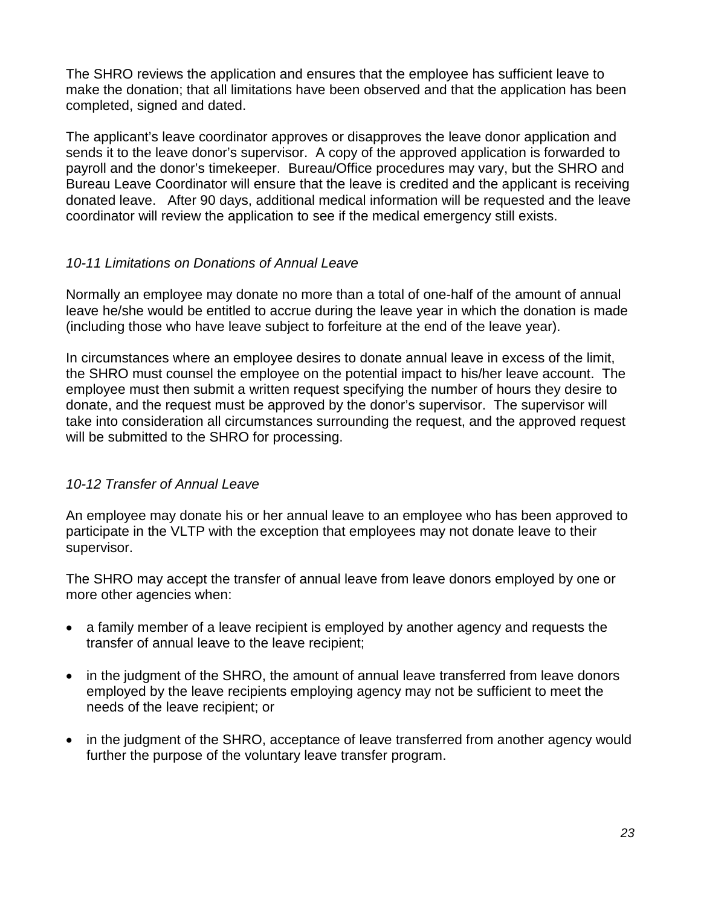The SHRO reviews the application and ensures that the employee has sufficient leave to make the donation; that all limitations have been observed and that the application has been completed, signed and dated.

The applicant's leave coordinator approves or disapproves the leave donor application and sends it to the leave donor's supervisor. A copy of the approved application is forwarded to payroll and the donor's timekeeper. Bureau/Office procedures may vary, but the SHRO and Bureau Leave Coordinator will ensure that the leave is credited and the applicant is receiving donated leave. After 90 days, additional medical information will be requested and the leave coordinator will review the application to see if the medical emergency still exists.

### *10-11 Limitations on Donations of Annual Leave*

Normally an employee may donate no more than a total of one-half of the amount of annual leave he/she would be entitled to accrue during the leave year in which the donation is made (including those who have leave subject to forfeiture at the end of the leave year).

In circumstances where an employee desires to donate annual leave in excess of the limit, the SHRO must counsel the employee on the potential impact to his/her leave account. The employee must then submit a written request specifying the number of hours they desire to donate, and the request must be approved by the donor's supervisor. The supervisor will take into consideration all circumstances surrounding the request, and the approved request will be submitted to the SHRO for processing.

### *10-12 Transfer of Annual Leave*

An employee may donate his or her annual leave to an employee who has been approved to participate in the VLTP with the exception that employees may not donate leave to their supervisor.

The SHRO may accept the transfer of annual leave from leave donors employed by one or more other agencies when:

- a family member of a leave recipient is employed by another agency and requests the transfer of annual leave to the leave recipient;
- in the judgment of the SHRO, the amount of annual leave transferred from leave donors employed by the leave recipients employing agency may not be sufficient to meet the needs of the leave recipient; or
- in the judgment of the SHRO, acceptance of leave transferred from another agency would further the purpose of the voluntary leave transfer program.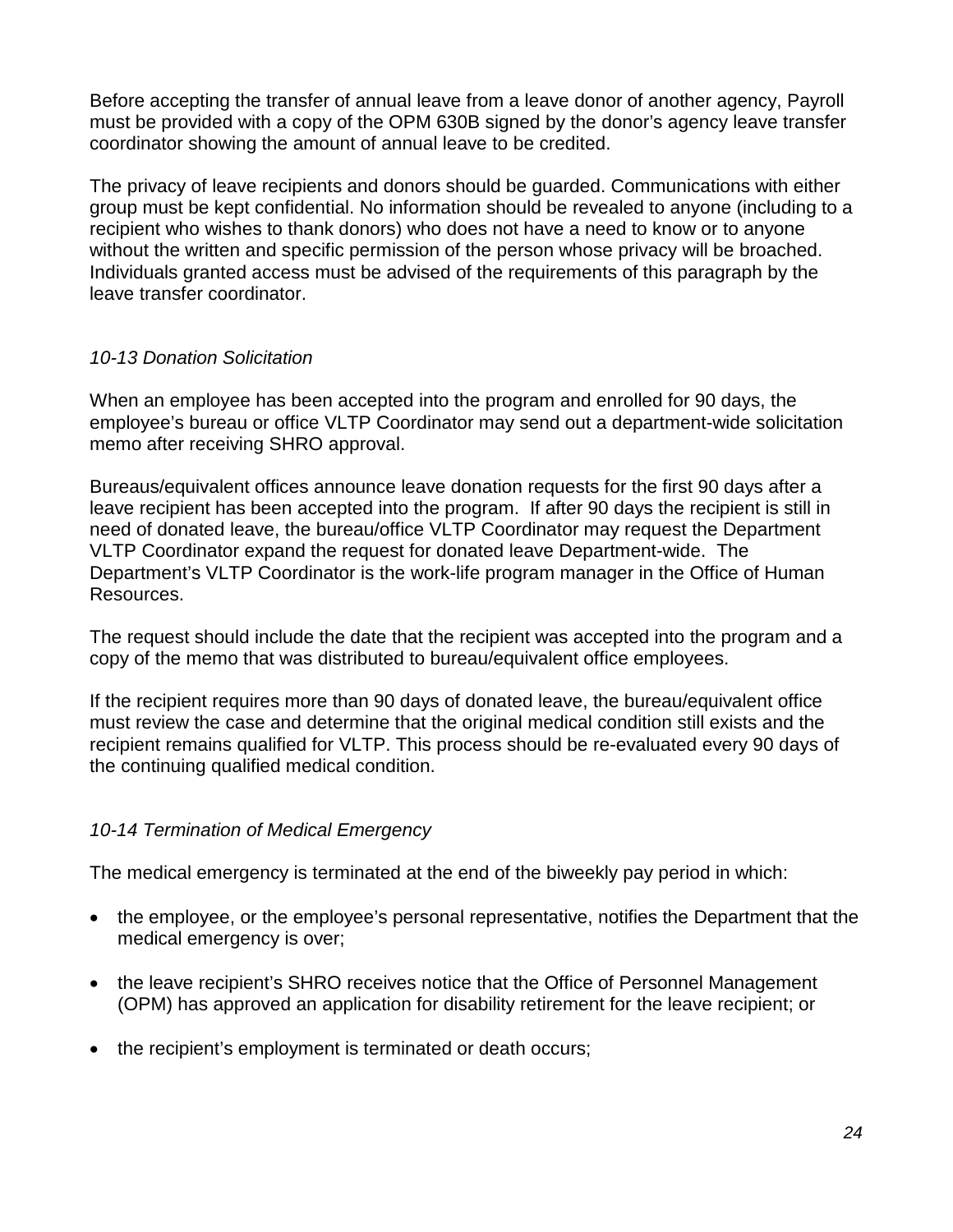Before accepting the transfer of annual leave from a leave donor of another agency, Payroll must be provided with a copy of the OPM 630B signed by the donor's agency leave transfer coordinator showing the amount of annual leave to be credited.

The privacy of leave recipients and donors should be guarded. Communications with either group must be kept confidential. No information should be revealed to anyone (including to a recipient who wishes to thank donors) who does not have a need to know or to anyone without the written and specific permission of the person whose privacy will be broached. Individuals granted access must be advised of the requirements of this paragraph by the leave transfer coordinator.

### *10-13 Donation Solicitation*

When an employee has been accepted into the program and enrolled for 90 days, the employee's bureau or office VLTP Coordinator may send out a department-wide solicitation memo after receiving SHRO approval.

Bureaus/equivalent offices announce leave donation requests for the first 90 days after a leave recipient has been accepted into the program. If after 90 days the recipient is still in need of donated leave, the bureau/office VLTP Coordinator may request the Department VLTP Coordinator expand the request for donated leave Department-wide. The Department's VLTP Coordinator is the work-life program manager in the Office of Human Resources.

The request should include the date that the recipient was accepted into the program and a copy of the memo that was distributed to bureau/equivalent office employees.

If the recipient requires more than 90 days of donated leave, the bureau/equivalent office must review the case and determine that the original medical condition still exists and the recipient remains qualified for VLTP. This process should be re-evaluated every 90 days of the continuing qualified medical condition.

### *10-14 Termination of Medical Emergency*

The medical emergency is terminated at the end of the biweekly pay period in which:

- the employee, or the employee's personal representative, notifies the Department that the medical emergency is over;
- the leave recipient's SHRO receives notice that the Office of Personnel Management (OPM) has approved an application for disability retirement for the leave recipient; or
- the recipient's employment is terminated or death occurs;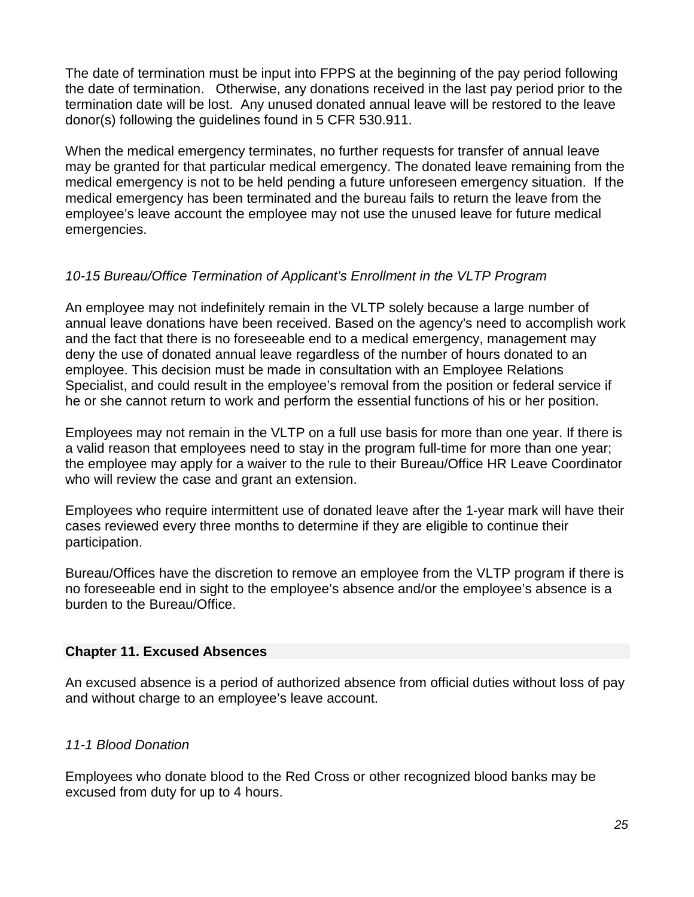The date of termination must be input into FPPS at the beginning of the pay period following the date of termination. Otherwise, any donations received in the last pay period prior to the termination date will be lost. Any unused donated annual leave will be restored to the leave donor(s) following the guidelines found in 5 CFR 530.911.

When the medical emergency terminates, no further requests for transfer of annual leave may be granted for that particular medical emergency. The donated leave remaining from the medical emergency is not to be held pending a future unforeseen emergency situation. If the medical emergency has been terminated and the bureau fails to return the leave from the employee's leave account the employee may not use the unused leave for future medical emergencies.

### *10-15 Bureau/Office Termination of Applicant's Enrollment in the VLTP Program*

An employee may not indefinitely remain in the VLTP solely because a large number of annual leave donations have been received. Based on the agency's need to accomplish work and the fact that there is no foreseeable end to a medical emergency, management may deny the use of donated annual leave regardless of the number of hours donated to an employee. This decision must be made in consultation with an Employee Relations Specialist, and could result in the employee's removal from the position or federal service if he or she cannot return to work and perform the essential functions of his or her position.

Employees may not remain in the VLTP on a full use basis for more than one year. If there is a valid reason that employees need to stay in the program full-time for more than one year; the employee may apply for a waiver to the rule to their Bureau/Office HR Leave Coordinator who will review the case and grant an extension.

Employees who require intermittent use of donated leave after the 1-year mark will have their cases reviewed every three months to determine if they are eligible to continue their participation.

Bureau/Offices have the discretion to remove an employee from the VLTP program if there is no foreseeable end in sight to the employee's absence and/or the employee's absence is a burden to the Bureau/Office.

## Chapter 11. Excused Absences

An excused absence is a period of authorized absence from official duties without loss of pay and without charge to an employee's leave account.

### *11-1 Blood Donation*

Employees who donate blood to the Red Cross or other recognized blood banks may be excused from duty for up to 4 hours.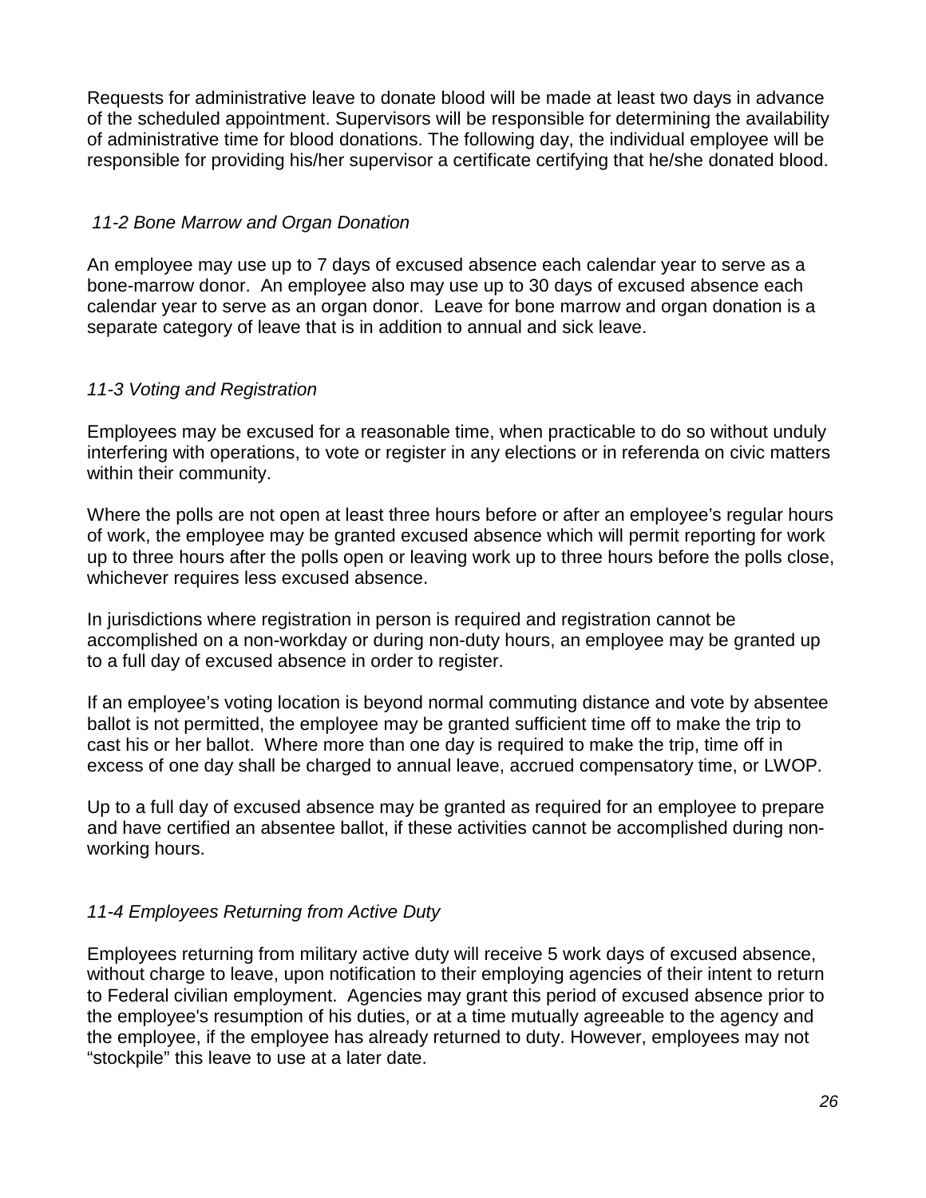Requests for administrative leave to donate blood will be made at least two days in advance of the scheduled appointment. Supervisors will be responsible for determining the availability of administrative time for blood donations. The following day, the individual employee will be responsible for providing his/her supervisor a certificate certifying that he/she donated blood.

### *11-2 Bone Marrow and Organ Donation*

An employee may use up to 7 days of excused absence each calendar year to serve as a bone-marrow donor. An employee also may use up to 30 days of excused absence each calendar year to serve as an organ donor. Leave for bone marrow and organ donation is a separate category of leave that is in addition to annual and sick leave.

### *11-3 Voting and Registration*

Employees may be excused for a reasonable time, when practicable to do so without unduly interfering with operations, to vote or register in any elections or in referenda on civic matters within their community.

Where the polls are not open at least three hours before or after an employee's regular hours of work, the employee may be granted excused absence which will permit reporting for work up to three hours after the polls open or leaving work up to three hours before the polls close, whichever requires less excused absence.

In jurisdictions where registration in person is required and registration cannot be accomplished on a non-workday or during non-duty hours, an employee may be granted up to a full day of excused absence in order to register.

If an employee's voting location is beyond normal commuting distance and vote by absentee ballot is not permitted, the employee may be granted sufficient time off to make the trip to cast his or her ballot. Where more than one day is required to make the trip, time off in excess of one day shall be charged to annual leave, accrued compensatory time, or LWOP.

Up to a full day of excused absence may be granted as required for an employee to prepare and have certified an absentee ballot, if these activities cannot be accomplished during non-working hours.

### *11-4 Employees Returning from Active Duty*

Employees returning from military active duty will receive 5 work days of excused absence, without charge to leave, upon notification to their employing agencies of their intent to return to Federal civilian employment. Agencies may grant this period of excused absence prior to the employee's resumption of his duties, or at a time mutually agreeable to the agency and the employee, if the employee has already returned to duty. However, employees may not "stockpile" this leave to use at a later date.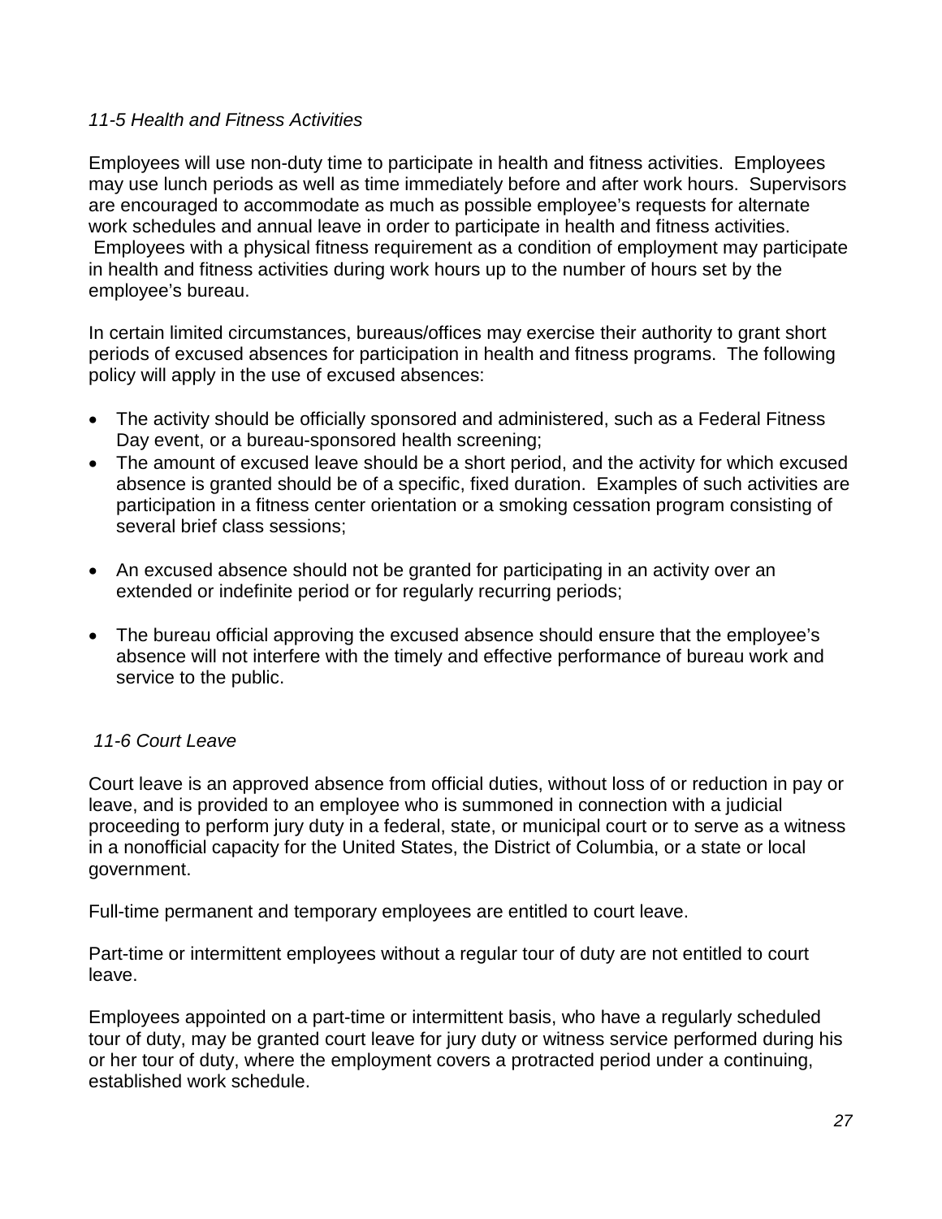*11-5 Health and Fitness Activities*

Employees will use non-duty time to participate in health and fitness activities. Employees may use lunch periods as well as time immediately before and after work hours. Supervisors are encouraged to accommodate as much as possible employee's requests for alternate work schedules and annual leave in order to participate in health and fitness activities. Employees with a physical fitness requirement as a condition of employment may participate in health and fitness activities during work hours up to the number of hours set by the employee's bureau.

In certain limited circumstances, bureaus/offices may exercise their authority to grant short periods of excused absences for participation in health and fitness programs. The following policy will apply in the use of excused absences:

- The activity should be officially sponsored and administered, such as a Federal Fitness Day event, or a bureau-sponsored health screening;
- The amount of excused leave should be a short period, and the activity for which excused absence is granted should be of a specific, fixed duration. Examples of such activities are participation in a fitness center orientation or a smoking cessation program consisting of several brief class sessions;
- An excused absence should not be granted for participating in an activity over an extended or indefinite period or for regularly recurring periods;
- The bureau official approving the excused absence should ensure that the employee's absence will not interfere with the timely and effective performance of bureau work and service to the public.

*11-6 Court Leave*

Court leave is an approved absence from official duties, without loss of or reduction in pay or leave, and is provided to an employee who is summoned in connection with a judicial proceeding to perform jury duty in a federal, state, or municipal court or to serve as a witness in a nonofficial capacity for the United States, the District of Columbia, or a state or local government.

Full-time permanent and temporary employees are entitled to court leave.

Part-time or intermittent employees without a regular tour of duty are not entitled to court leave.

Employees appointed on a part-time or intermittent basis, who have a regularly scheduled tour of duty, may be granted court leave for jury duty or witness service performed during his or her tour of duty, where the employment covers a protracted period under a continuing, established work schedule.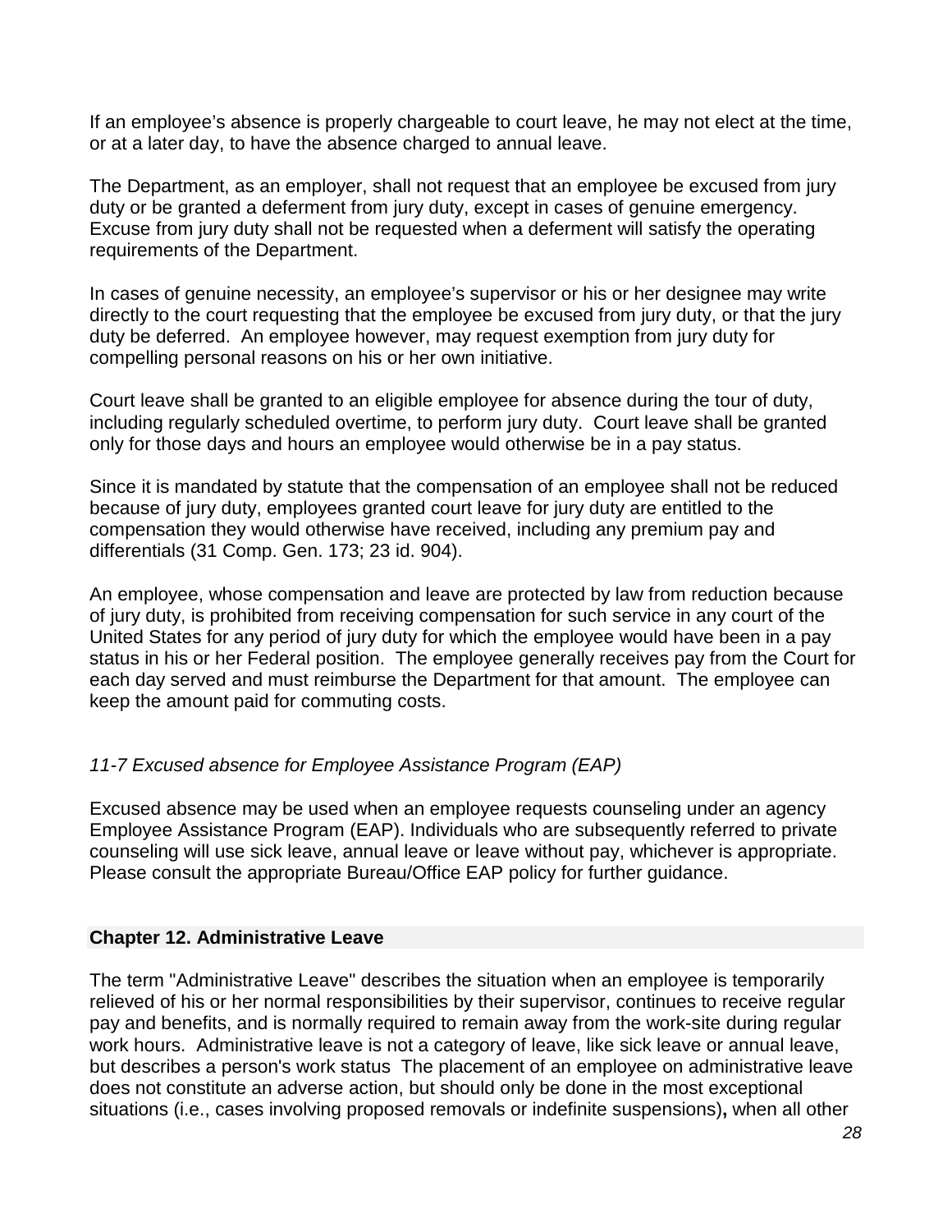If an employee's absence is properly chargeable to court leave, he may not elect at the time, or at a later day, to have the absence charged to annual leave.

The Department, as an employer, shall not request that an employee be excused from jury duty or be granted a deferment from jury duty, except in cases of genuine emergency. Excuse from jury duty shall not be requested when a deferment will satisfy the operating requirements of the Department.

In cases of genuine necessity, an employee's supervisor or his or her designee may write directly to the court requesting that the employee be excused from jury duty, or that the jury duty be deferred. An employee however, may request exemption from jury duty for compelling personal reasons on his or her own initiative.

Court leave shall be granted to an eligible employee for absence during the tour of duty, including regularly scheduled overtime, to perform jury duty. Court leave shall be granted only for those days and hours an employee would otherwise be in a pay status.

Since it is mandated by statute that the compensation of an employee shall not be reduced because of jury duty, employees granted court leave for jury duty are entitled to the compensation they would otherwise have received, including any premium pay and differentials (31 Comp. Gen. 173; 23 id. 904).

An employee, whose compensation and leave are protected by law from reduction because of jury duty, is prohibited from receiving compensation for such service in any court of the United States for any period of jury duty for which the employee would have been in a pay status in his or her Federal position. The employee generally receives pay from the Court for each day served and must reimburse the Department for that amount. The employee can keep the amount paid for commuting costs.

### *11-7 Excused absence for Employee Assistance Program (EAP)*

Excused absence may be used when an employee requests counseling under an agency Employee Assistance Program (EAP). Individuals who are subsequently referred to private counseling will use sick leave, annual leave or leave without pay, whichever is appropriate. Please consult the appropriate Bureau/Office EAP policy for further guidance.

## **Chapter 12. Administrative Leave**

The term "Administrative Leave" describes the situation when an employee is temporarily relieved of his or her normal responsibilities by their supervisor, continues to receive regular pay and benefits, and is normally required to remain away from the work-site during regular work hours. Administrative leave is not a category of leave, like sick leave or annual leave, but describes a person's work status The placement of an employee on administrative leave does not constitute an adverse action, but should only be done in the most exceptional situations (i.e., cases involving proposed removals or indefinite suspensions)**,** when all other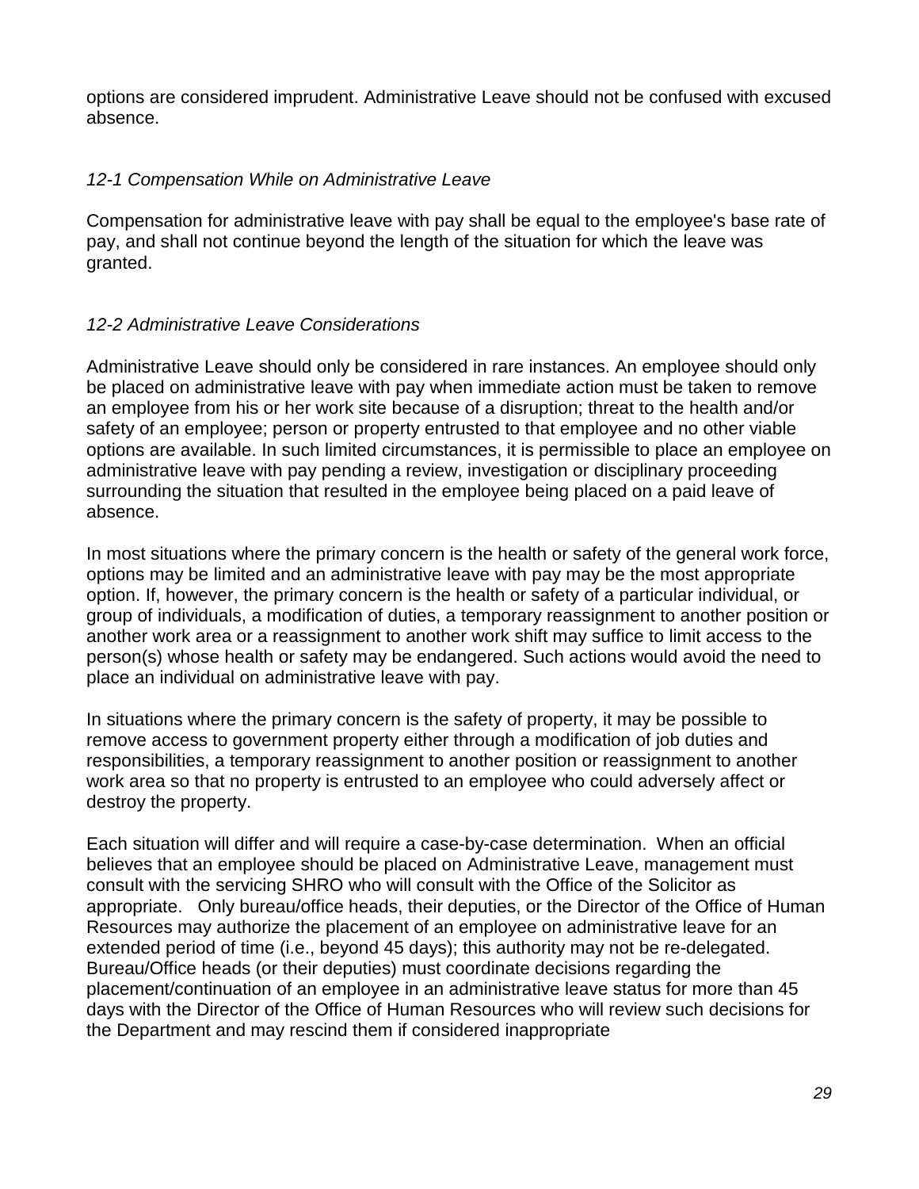options are considered imprudent. Administrative Leave should not be confused with excused absence.

### *12-1 Compensation While on Administrative Leave*

Compensation for administrative leave with pay shall be equal to the employee's base rate of pay, and shall not continue beyond the length of the situation for which the leave was granted.

### *12-2 Administrative Leave Considerations*

Administrative Leave should only be considered in rare instances. An employee should only be placed on administrative leave with pay when immediate action must be taken to remove an employee from his or her work site because of a disruption; threat to the health and/or safety of an employee; person or property entrusted to that employee and no other viable options are available. In such limited circumstances, it is permissible to place an employee on administrative leave with pay pending a review, investigation or disciplinary proceeding surrounding the situation that resulted in the employee being placed on a paid leave of absence.

In most situations where the primary concern is the health or safety of the general work force, options may be limited and an administrative leave with pay may be the most appropriate option. If, however, the primary concern is the health or safety of a particular individual, or group of individuals, a modification of duties, a temporary reassignment to another position or another work area or a reassignment to another work shift may suffice to limit access to the person(s) whose health or safety may be endangered. Such actions would avoid the need to place an individual on administrative leave with pay.

In situations where the primary concern is the safety of property, it may be possible to remove access to government property either through a modification of job duties and responsibilities, a temporary reassignment to another position or reassignment to another work area so that no property is entrusted to an employee who could adversely affect or destroy the property.

Each situation will differ and will require a case-by-case determination. When an official believes that an employee should be placed on Administrative Leave, management must consult with the servicing SHRO who will consult with the Office of the Solicitor as appropriate. Only bureau/office heads, their deputies, or the Director of the Office of Human Resources may authorize the placement of an employee on administrative leave for an extended period of time (i.e., beyond 45 days); this authority may not be re-delegated. Bureau/Office heads (or their deputies) must coordinate decisions regarding the placement/continuation of an employee in an administrative leave status for more than 45 days with the Director of the Office of Human Resources who will review such decisions for the Department and may rescind them if considered inappropriate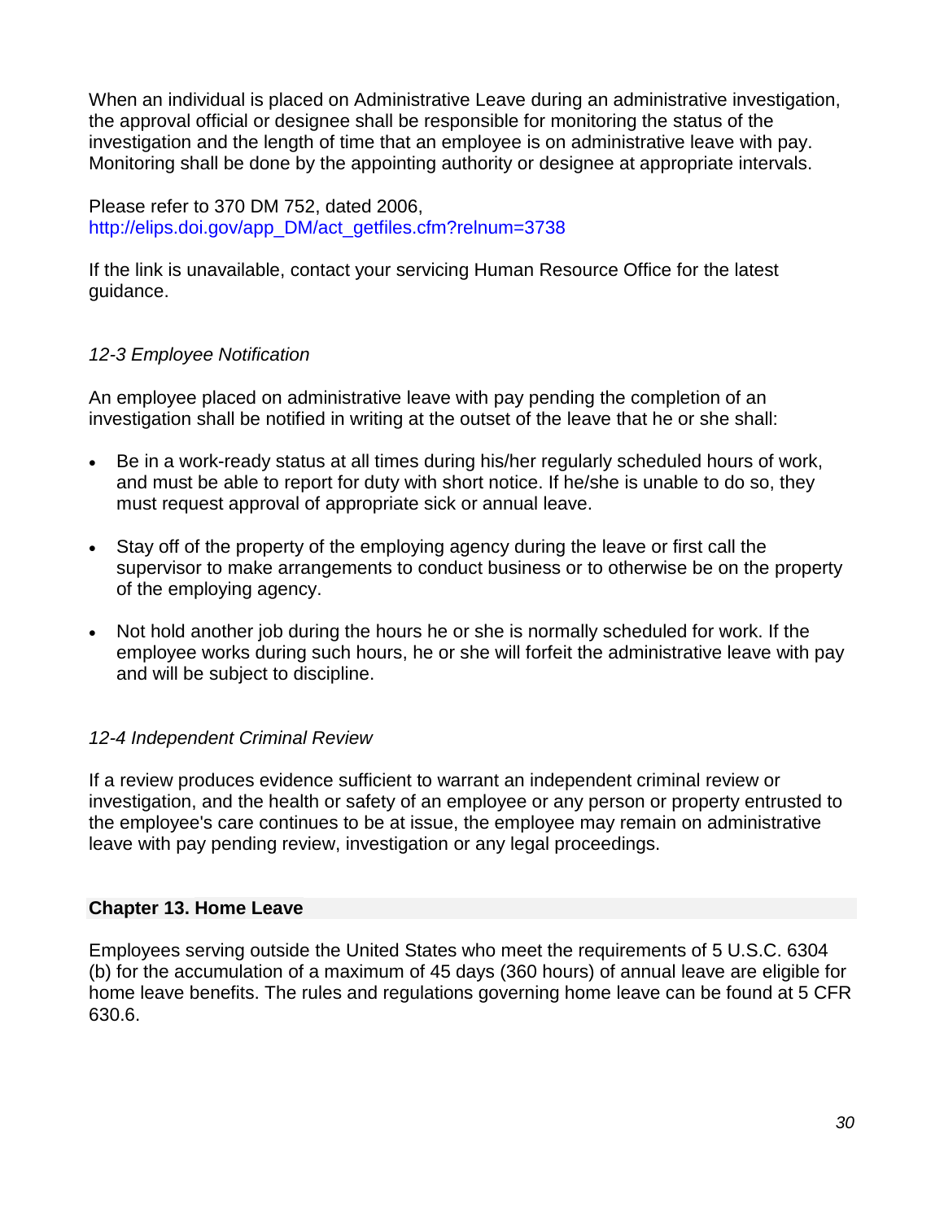When an individual is placed on Administrative Leave during an administrative investigation, the approval official or designee shall be responsible for monitoring the status of the investigation and the length of time that an employee is on administrative leave with pay. Monitoring shall be done by the appointing authority or designee at appropriate intervals.

Please refer to 370 DM 752, dated 2006, http://elips.doi.gov/app_DM/act_getfiles.cfm?relnum=3738

If the link is unavailable, contact your servicing Human Resource Office for the latest guidance.

### *12-3 Employee Notification*

An employee placed on administrative leave with pay pending the completion of an investigation shall be notified in writing at the outset of the leave that he or she shall:

- Be in a work-ready status at all times during his/her regularly scheduled hours of work, and must be able to report for duty with short notice. If he/she is unable to do so, they must request approval of appropriate sick or annual leave.
- Stay off of the property of the employing agency during the leave or first call the supervisor to make arrangements to conduct business or to otherwise be on the property of the employing agency.
- Not hold another job during the hours he or she is normally scheduled for work. If the employee works during such hours, he or she will forfeit the administrative leave with pay and will be subject to discipline.

### *12-4 Independent Criminal Review*

If a review produces evidence sufficient to warrant an independent criminal review or investigation, and the health or safety of an employee or any person or property entrusted to the employee's care continues to be at issue, the employee may remain on administrative leave with pay pending review, investigation or any legal proceedings.

## Chapter 13. Home Leave

Employees serving outside the United States who meet the requirements of 5 U.S.C. 6304 (b) for the accumulation of a maximum of 45 days (360 hours) of annual leave are eligible for home leave benefits. The rules and regulations governing home leave can be found at 5 CFR 630.6.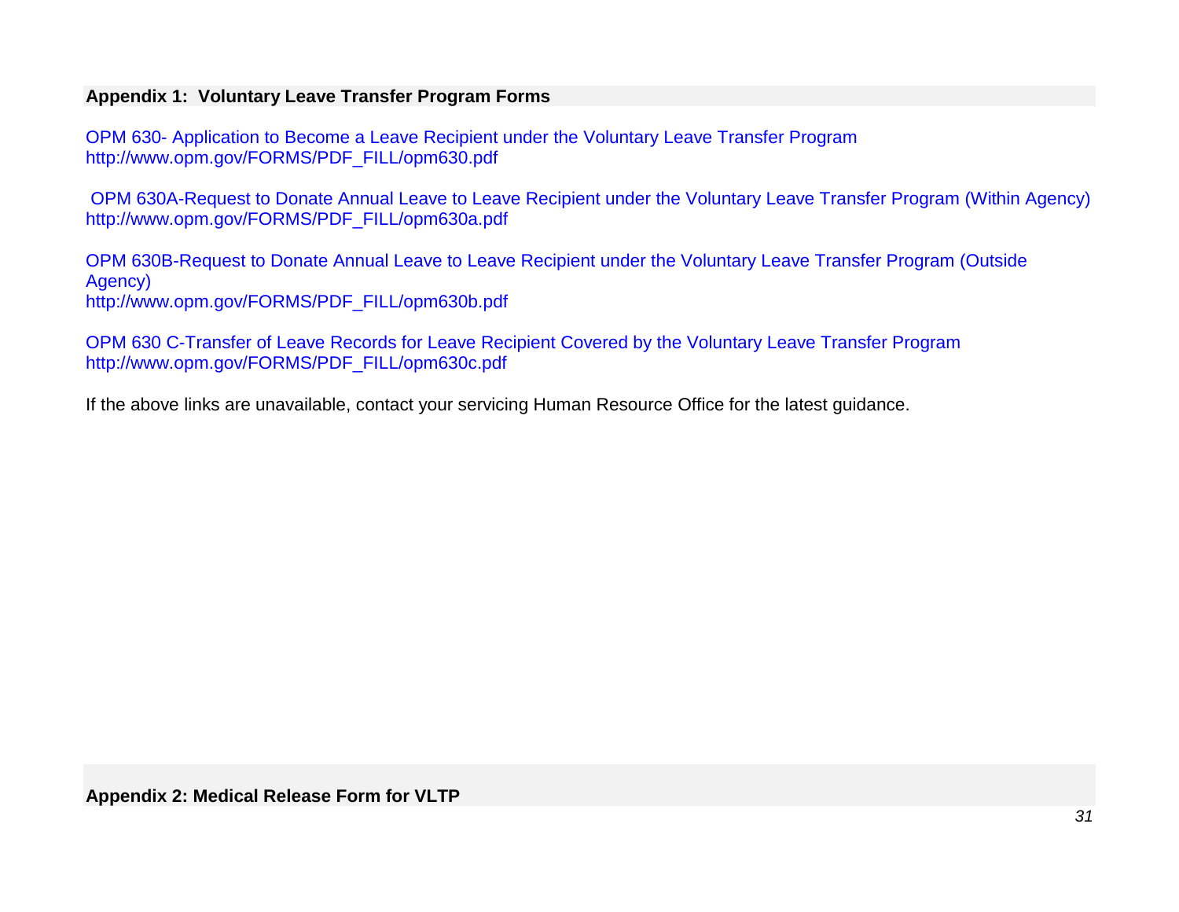## Appendix 1: Voluntary Leave Transfer Program Forms

OPM 630- Application to Become a Leave Recipient under the Voluntary Leave Transfer Program
http://www.opm.gov/FORMS/PDF_FILL/opm630.pdf

OPM 630A-Request to Donate Annual Leave to Leave Recipient under the Voluntary Leave Transfer Program (Within Agency)
http://www.opm.gov/FORMS/PDF_FILL/opm630a.pdf

OPM 630B-Request to Donate Annual Leave to Leave Recipient under the Voluntary Leave Transfer Program (Outside Agency)
http://www.opm.gov/FORMS/PDF_FILL/opm630b.pdf

OPM 630 C-Transfer of Leave Records for Leave Recipient Covered by the Voluntary Leave Transfer Program
http://www.opm.gov/FORMS/PDF_FILL/opm630c.pdf

If the above links are unavailable, contact your servicing Human Resource Office for the latest guidance.

## Appendix 2: Medical Release Form for VLTP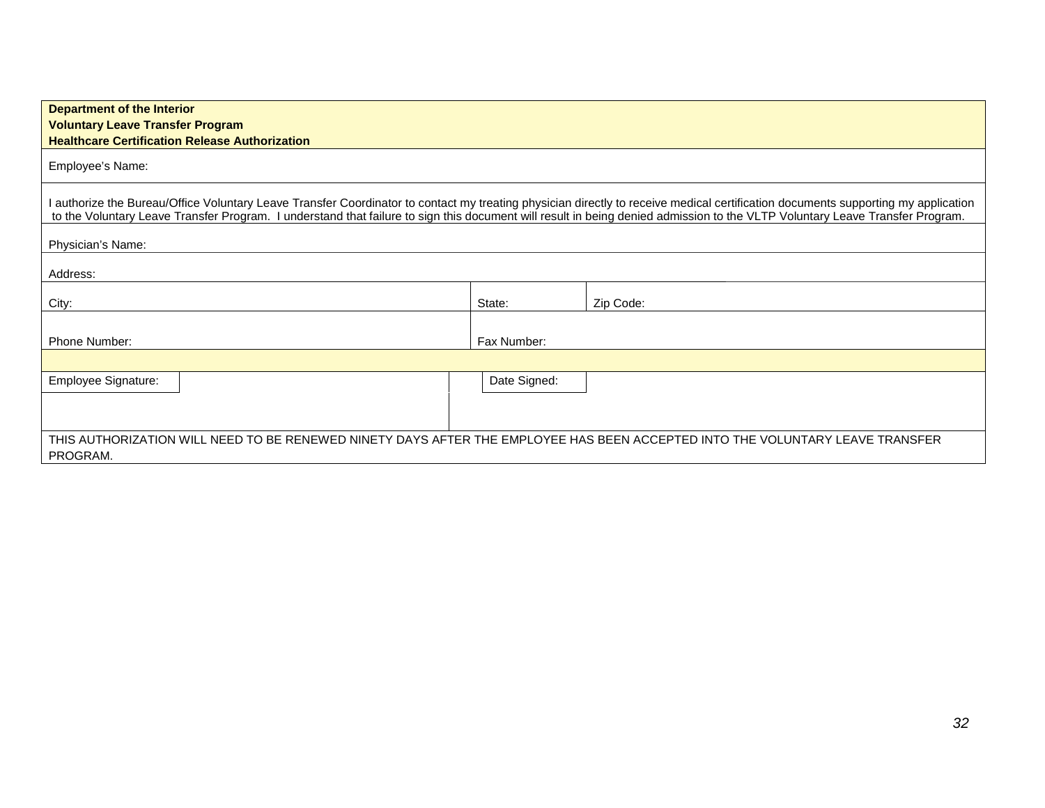**Department of the Interior**
**Voluntary Leave Transfer Program**
**Healthcare Certification Release Authorization**

| | | |
|---|---|---|
| Employee's Name: | | |
| I authorize the Bureau/Office Voluntary Leave Transfer Coordinator to contact my treating physician directly to receive medical certification documents supporting my application to the Voluntary Leave Transfer Program. I understand that failure to sign this document will result in being denied admission to the VLTP Voluntary Leave Transfer Program. | | |
| Physician's Name: | | |
| Address: | | |
| City: | State: | Zip Code: |
| Phone Number: | Fax Number: | |
| | | |
| Employee Signature: | Date Signed: | |
| THIS AUTHORIZATION WILL NEED TO BE RENEWED NINETY DAYS AFTER THE EMPLOYEE HAS BEEN ACCEPTED INTO THE VOLUNTARY LEAVE TRANSFER PROGRAM. | | |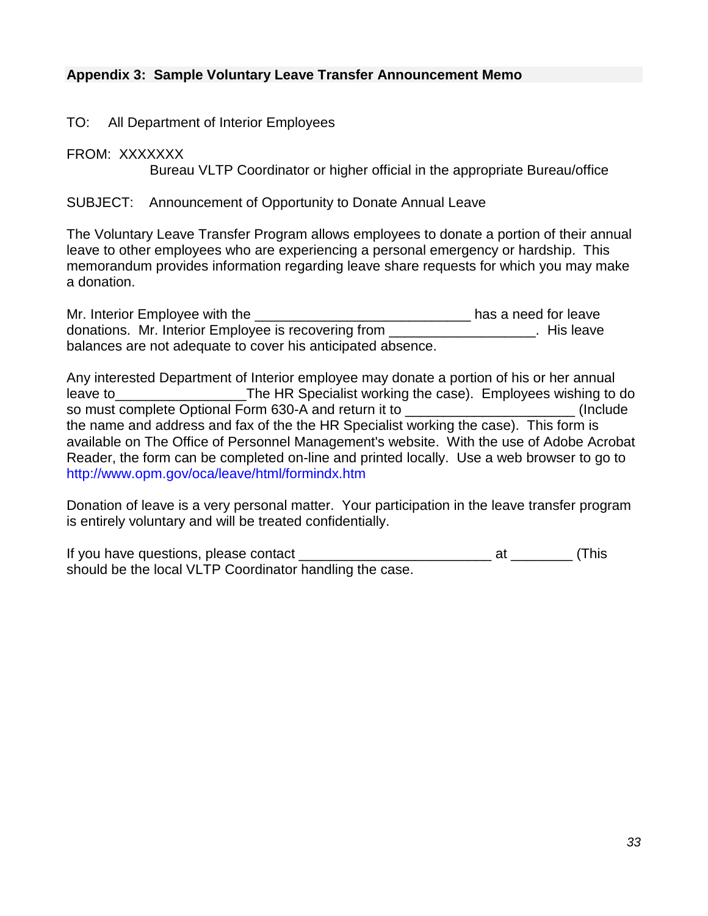## Appendix 3: Sample Voluntary Leave Transfer Announcement Memo

TO: All Department of Interior Employees

FROM: XXXXXXX
Bureau VLTP Coordinator or higher official in the appropriate Bureau/office

SUBJECT: Announcement of Opportunity to Donate Annual Leave

The Voluntary Leave Transfer Program allows employees to donate a portion of their annual leave to other employees who are experiencing a personal emergency or hardship. This memorandum provides information regarding leave share requests for which you may make a donation.

Mr. Interior Employee with the ____________________________ has a need for leave donations. Mr. Interior Employee is recovering from ___________________. His leave balances are not adequate to cover his anticipated absence.

Any interested Department of Interior employee may donate a portion of his or her annual leave to_________________The HR Specialist working the case). Employees wishing to do so must complete Optional Form 630-A and return it to ______________________ (Include the name and address and fax of the the HR Specialist working the case). This form is available on The Office of Personnel Management's website. With the use of Adobe Acrobat Reader, the form can be completed on-line and printed locally. Use a web browser to go to http://www.opm.gov/oca/leave/html/formindx.htm

Donation of leave is a very personal matter. Your participation in the leave transfer program is entirely voluntary and will be treated confidentially.

If you have questions, please contact _________________________ at ________ (This should be the local VLTP Coordinator handling the case.